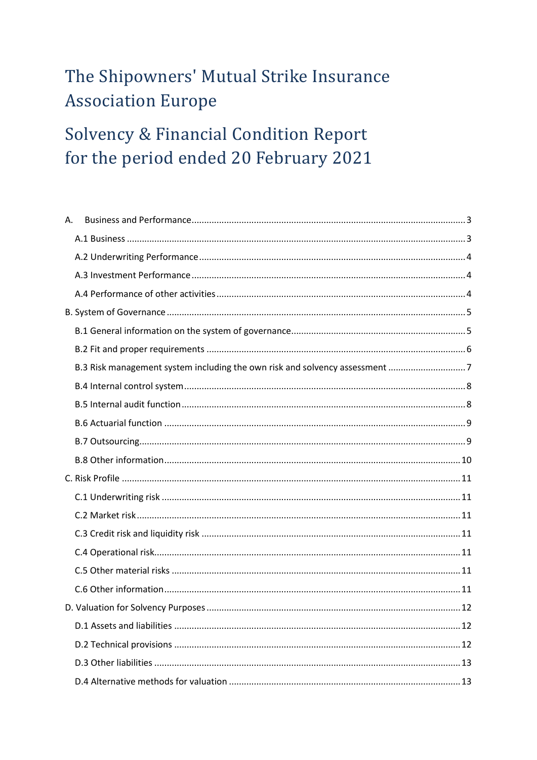# The Shipowners' Mutual Strike Insurance Association Europe

# Solvency & Financial Condition Report for the period ended 20 February 2021

A. Business and Performance ..... 3

- A.1 Business ..... 3
- A.2 Underwriting Performance ..... 4
- A.3 Investment Performance ..... 4
- A.4 Performance of other activities ..... 4

B. System of Governance ..... 5

- B.1 General information on the system of governance ..... 5
- B.2 Fit and proper requirements ..... 6
- B.3 Risk management system including the own risk and solvency assessment ..... 7
- B.4 Internal control system ..... 8
- B.5 Internal audit function ..... 8
- B.6 Actuarial function ..... 9
- B.7 Outsourcing ..... 9
- B.8 Other information ..... 10

C. Risk Profile ..... 11

- C.1 Underwriting risk ..... 11
- C.2 Market risk ..... 11
- C.3 Credit risk and liquidity risk ..... 11
- C.4 Operational risk ..... 11
- C.5 Other material risks ..... 11
- C.6 Other information ..... 11

D. Valuation for Solvency Purposes ..... 12

- D.1 Assets and liabilities ..... 12
- D.2 Technical provisions ..... 12
- D.3 Other liabilities ..... 13
- D.4 Alternative methods for valuation ..... 13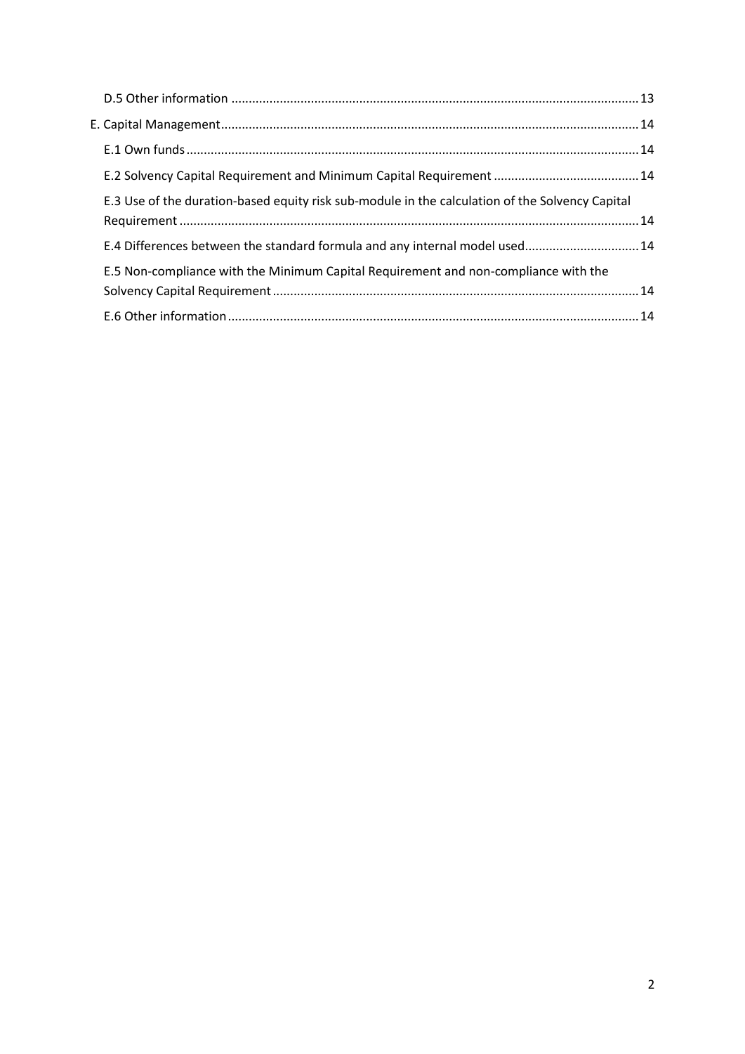D.5 Other information ..................................................................................................................... 13

E. Capital Management ........................................................................................................................ 14

E.1 Own funds .................................................................................................................................. 14

E.2 Solvency Capital Requirement and Minimum Capital Requirement .......................................... 14

E.3 Use of the duration-based equity risk sub-module in the calculation of the Solvency Capital Requirement .................................................................................................................................... 14

E.4 Differences between the standard formula and any internal model used................................. 14

E.5 Non-compliance with the Minimum Capital Requirement and non-compliance with the Solvency Capital Requirement ......................................................................................................... 14

E.6 Other information ...................................................................................................................... 14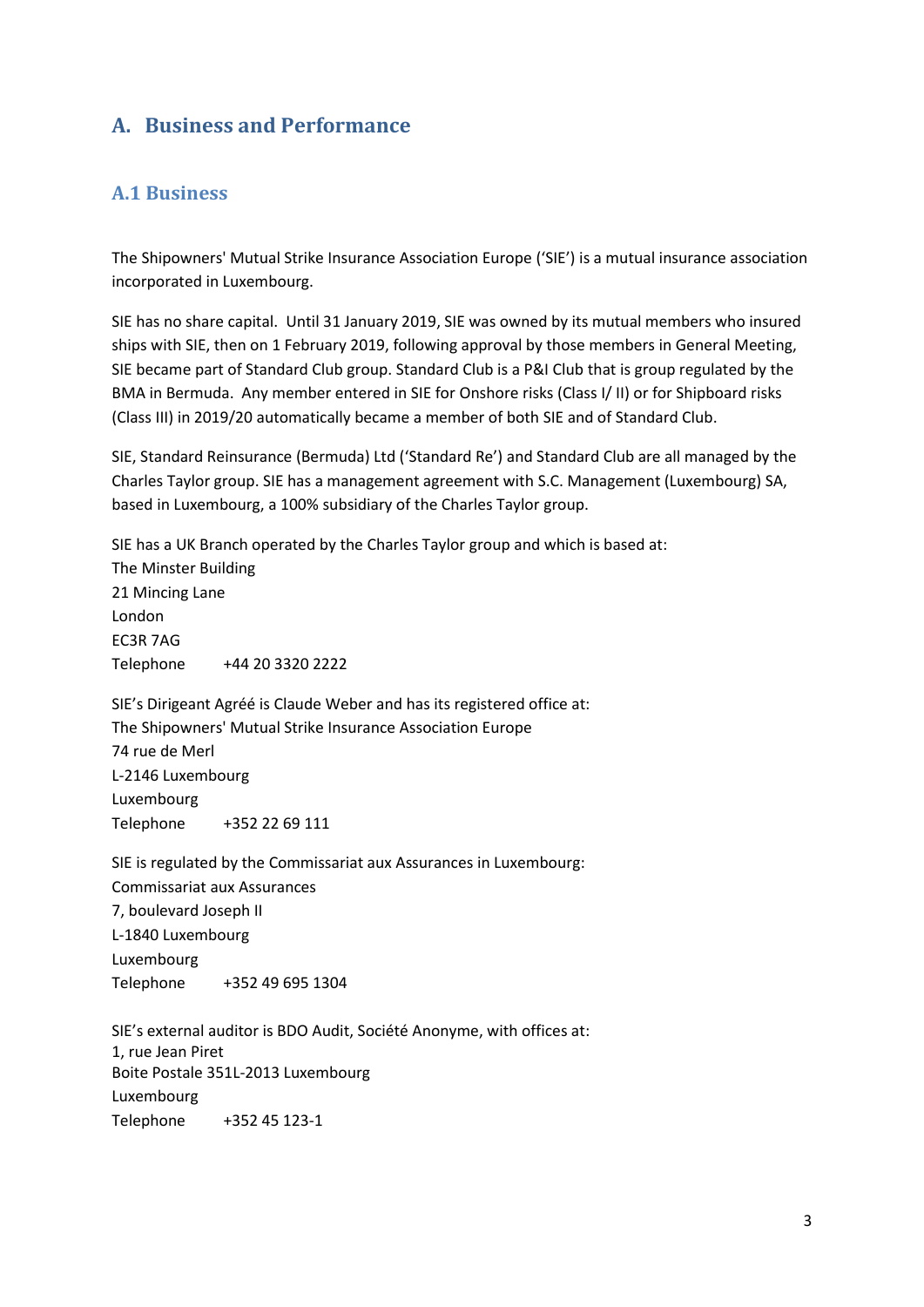# A. Business and Performance

## A.1 Business

The Shipowners' Mutual Strike Insurance Association Europe ('SIE') is a mutual insurance association incorporated in Luxembourg.

SIE has no share capital. Until 31 January 2019, SIE was owned by its mutual members who insured ships with SIE, then on 1 February 2019, following approval by those members in General Meeting, SIE became part of Standard Club group. Standard Club is a P&I Club that is group regulated by the BMA in Bermuda. Any member entered in SIE for Onshore risks (Class I/ II) or for Shipboard risks (Class III) in 2019/20 automatically became a member of both SIE and of Standard Club.

SIE, Standard Reinsurance (Bermuda) Ltd ('Standard Re') and Standard Club are all managed by the Charles Taylor group. SIE has a management agreement with S.C. Management (Luxembourg) SA, based in Luxembourg, a 100% subsidiary of the Charles Taylor group.

SIE has a UK Branch operated by the Charles Taylor group and which is based at:
The Minster Building
21 Mincing Lane
London
EC3R 7AG
Telephone +44 20 3320 2222

SIE's Dirigeant Agréé is Claude Weber and has its registered office at:
The Shipowners' Mutual Strike Insurance Association Europe
74 rue de Merl
L-2146 Luxembourg
Luxembourg
Telephone +352 22 69 111

SIE is regulated by the Commissariat aux Assurances in Luxembourg:
Commissariat aux Assurances
7, boulevard Joseph II
L-1840 Luxembourg
Luxembourg
Telephone +352 49 695 1304

SIE's external auditor is BDO Audit, Société Anonyme, with offices at:
1, rue Jean Piret
Boite Postale 351L-2013 Luxembourg
Luxembourg
Telephone +352 45 123-1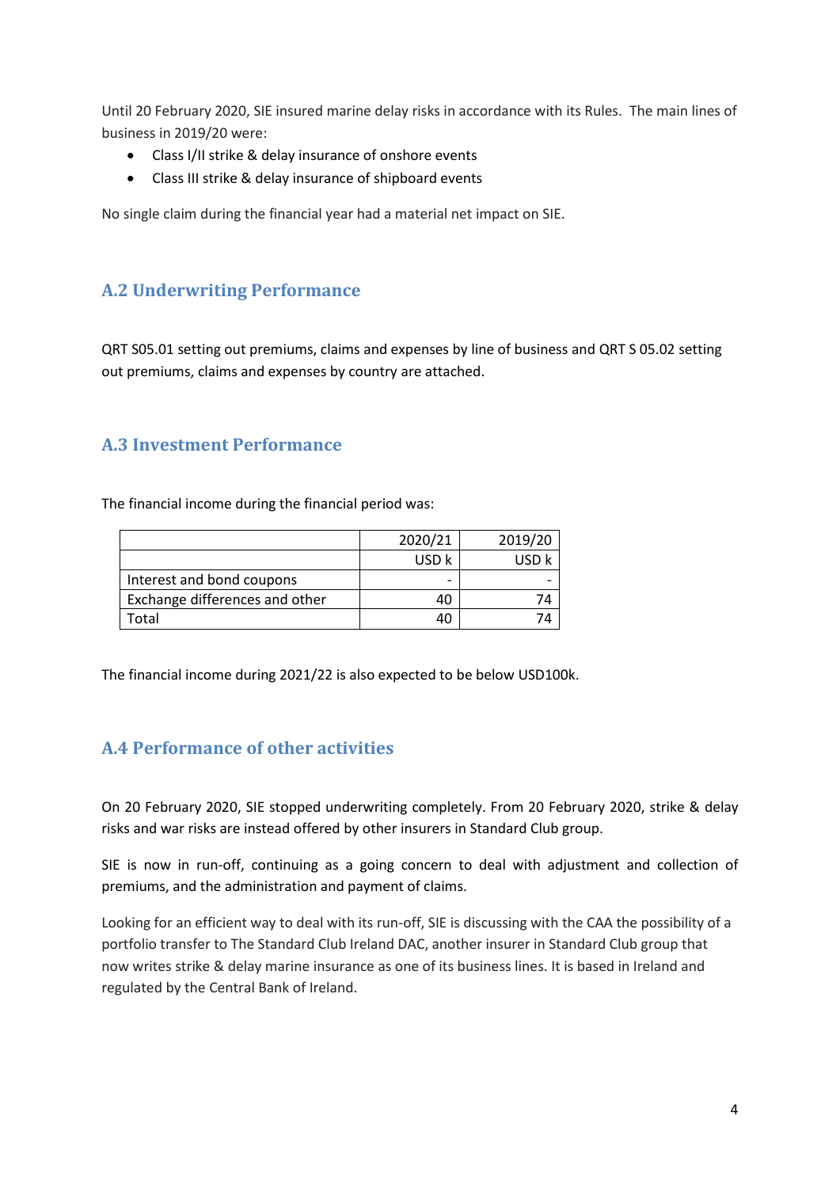Until 20 February 2020, SIE insured marine delay risks in accordance with its Rules. The main lines of business in 2019/20 were:

- Class I/II strike & delay insurance of onshore events
- Class III strike & delay insurance of shipboard events

No single claim during the financial year had a material net impact on SIE.

## A.2 Underwriting Performance

QRT S05.01 setting out premiums, claims and expenses by line of business and QRT S 05.02 setting out premiums, claims and expenses by country are attached.

## A.3 Investment Performance

The financial income during the financial period was:

| | 2020/21 | 2019/20 |
|---|---|---|
| | USD k | USD k |
| Interest and bond coupons | - | - |
| Exchange differences and other | 40 | 74 |
| Total | 40 | 74 |

The financial income during 2021/22 is also expected to be below USD100k.

## A.4 Performance of other activities

On 20 February 2020, SIE stopped underwriting completely. From 20 February 2020, strike & delay risks and war risks are instead offered by other insurers in Standard Club group.

SIE is now in run-off, continuing as a going concern to deal with adjustment and collection of premiums, and the administration and payment of claims.

Looking for an efficient way to deal with its run-off, SIE is discussing with the CAA the possibility of a portfolio transfer to The Standard Club Ireland DAC, another insurer in Standard Club group that now writes strike & delay marine insurance as one of its business lines. It is based in Ireland and regulated by the Central Bank of Ireland.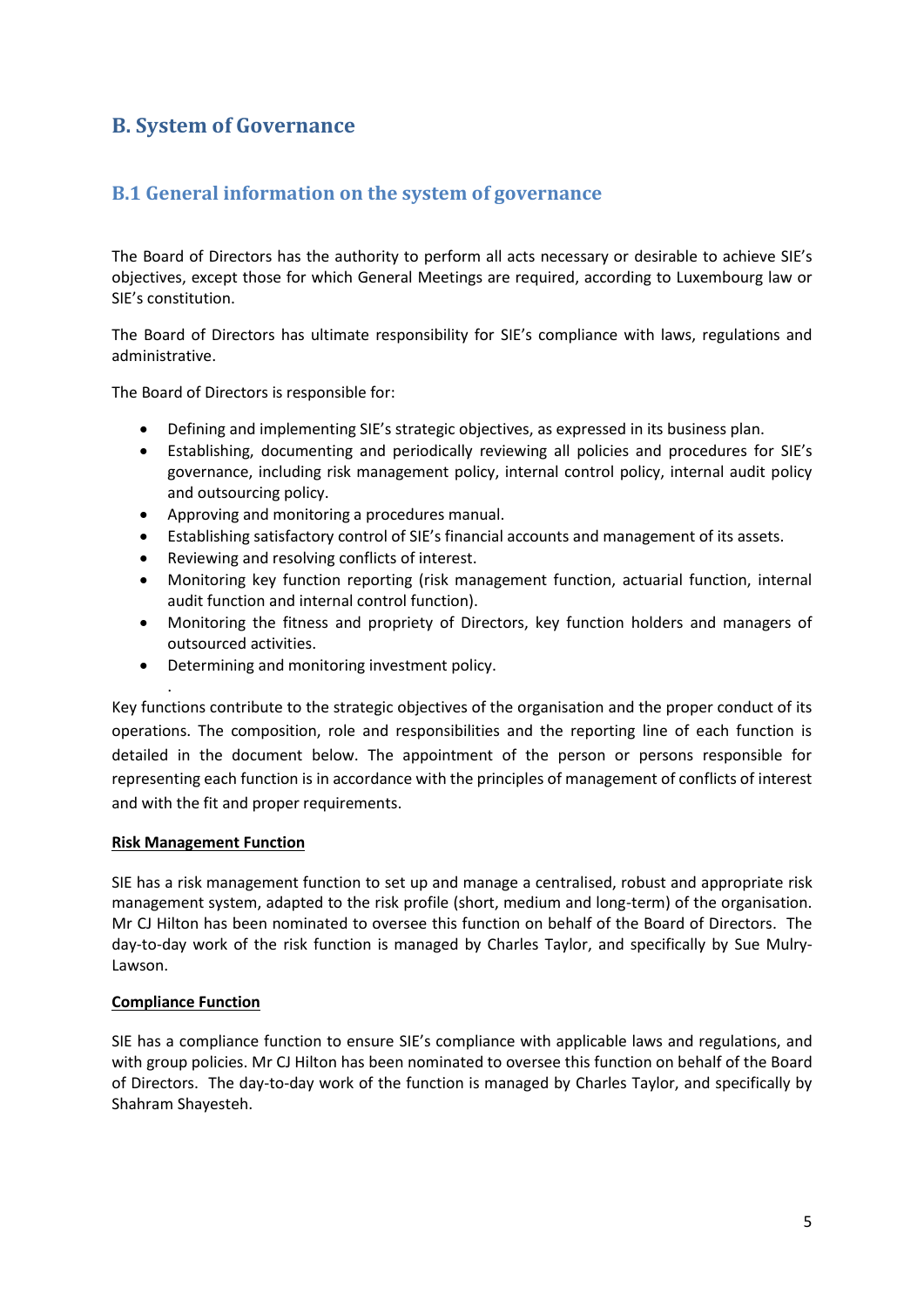# B. System of Governance

## B.1 General information on the system of governance

The Board of Directors has the authority to perform all acts necessary or desirable to achieve SIE's objectives, except those for which General Meetings are required, according to Luxembourg law or SIE's constitution.

The Board of Directors has ultimate responsibility for SIE's compliance with laws, regulations and administrative.

The Board of Directors is responsible for:

- Defining and implementing SIE's strategic objectives, as expressed in its business plan.
- Establishing, documenting and periodically reviewing all policies and procedures for SIE's governance, including risk management policy, internal control policy, internal audit policy and outsourcing policy.
- Approving and monitoring a procedures manual.
- Establishing satisfactory control of SIE's financial accounts and management of its assets.
- Reviewing and resolving conflicts of interest.
- Monitoring key function reporting (risk management function, actuarial function, internal audit function and internal control function).
- Monitoring the fitness and propriety of Directors, key function holders and managers of outsourced activities.
- Determining and monitoring investment policy.

.
Key functions contribute to the strategic objectives of the organisation and the proper conduct of its operations. The composition, role and responsibilities and the reporting line of each function is detailed in the document below. The appointment of the person or persons responsible for representing each function is in accordance with the principles of management of conflicts of interest and with the fit and proper requirements.

**Risk Management Function**

SIE has a risk management function to set up and manage a centralised, robust and appropriate risk management system, adapted to the risk profile (short, medium and long-term) of the organisation. Mr CJ Hilton has been nominated to oversee this function on behalf of the Board of Directors. The day-to-day work of the risk function is managed by Charles Taylor, and specifically by Sue Mulry-Lawson.

**Compliance Function**

SIE has a compliance function to ensure SIE's compliance with applicable laws and regulations, and with group policies. Mr CJ Hilton has been nominated to oversee this function on behalf of the Board of Directors. The day-to-day work of the function is managed by Charles Taylor, and specifically by Shahram Shayesteh.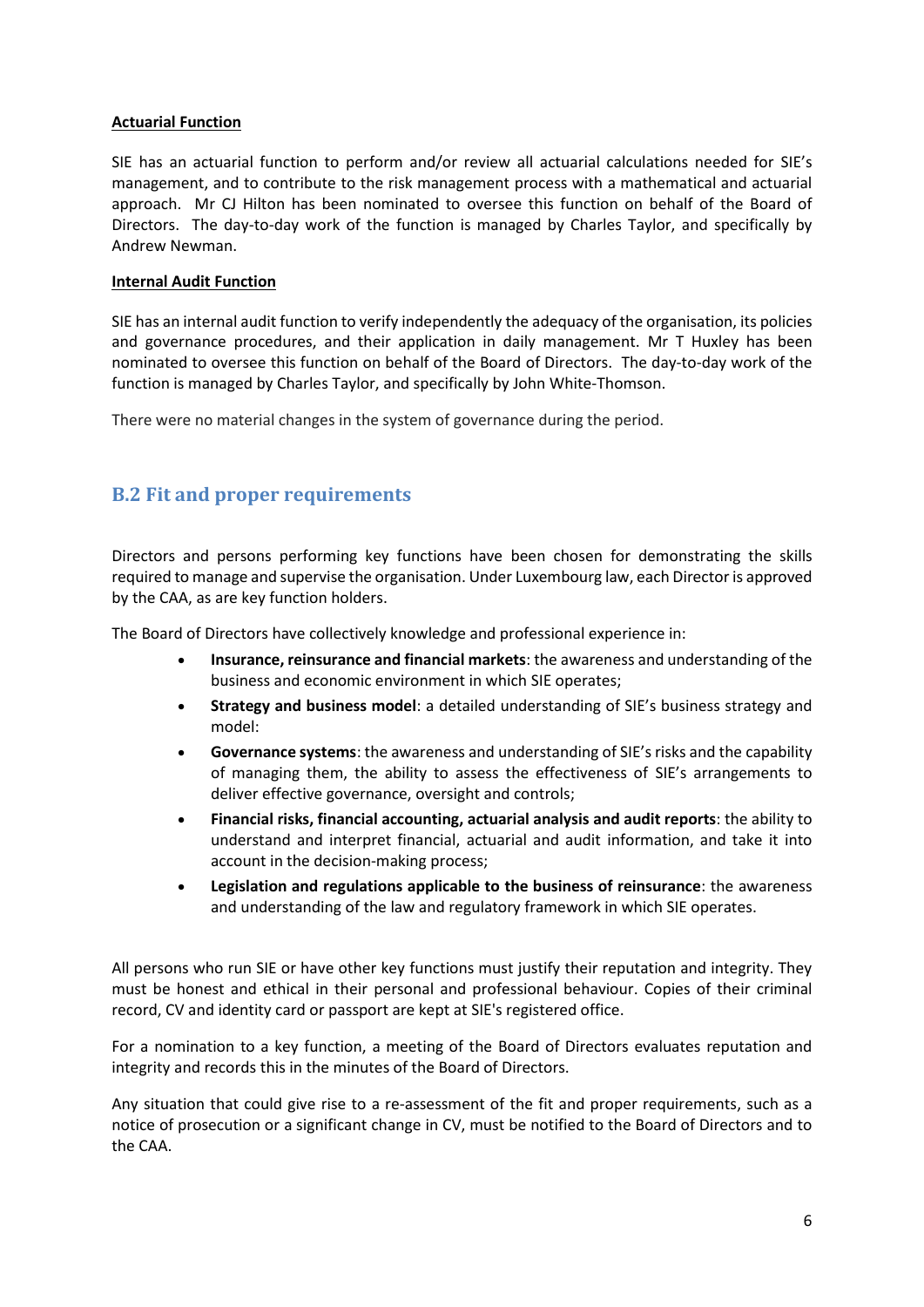**Actuarial Function**

SIE has an actuarial function to perform and/or review all actuarial calculations needed for SIE's management, and to contribute to the risk management process with a mathematical and actuarial approach. Mr CJ Hilton has been nominated to oversee this function on behalf of the Board of Directors. The day-to-day work of the function is managed by Charles Taylor, and specifically by Andrew Newman.

**Internal Audit Function**

SIE has an internal audit function to verify independently the adequacy of the organisation, its policies and governance procedures, and their application in daily management. Mr T Huxley has been nominated to oversee this function on behalf of the Board of Directors. The day-to-day work of the function is managed by Charles Taylor, and specifically by John White-Thomson.

There were no material changes in the system of governance during the period.

## B.2 Fit and proper requirements

Directors and persons performing key functions have been chosen for demonstrating the skills required to manage and supervise the organisation. Under Luxembourg law, each Director is approved by the CAA, as are key function holders.

The Board of Directors have collectively knowledge and professional experience in:

- **Insurance, reinsurance and financial markets**: the awareness and understanding of the business and economic environment in which SIE operates;
- **Strategy and business model**: a detailed understanding of SIE's business strategy and model:
- **Governance systems**: the awareness and understanding of SIE's risks and the capability of managing them, the ability to assess the effectiveness of SIE's arrangements to deliver effective governance, oversight and controls;
- **Financial risks, financial accounting, actuarial analysis and audit reports**: the ability to understand and interpret financial, actuarial and audit information, and take it into account in the decision-making process;
- **Legislation and regulations applicable to the business of reinsurance**: the awareness and understanding of the law and regulatory framework in which SIE operates.

All persons who run SIE or have other key functions must justify their reputation and integrity. They must be honest and ethical in their personal and professional behaviour. Copies of their criminal record, CV and identity card or passport are kept at SIE's registered office.

For a nomination to a key function, a meeting of the Board of Directors evaluates reputation and integrity and records this in the minutes of the Board of Directors.

Any situation that could give rise to a re-assessment of the fit and proper requirements, such as a notice of prosecution or a significant change in CV, must be notified to the Board of Directors and to the CAA.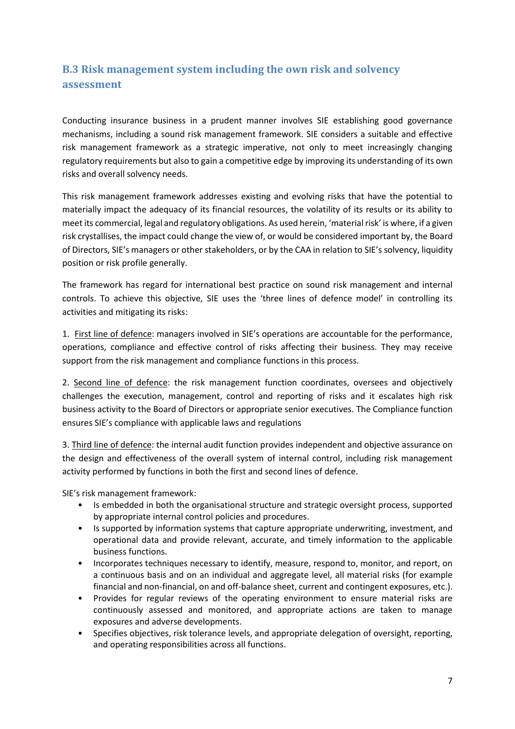## B.3 Risk management system including the own risk and solvency assessment

Conducting insurance business in a prudent manner involves SIE establishing good governance mechanisms, including a sound risk management framework. SIE considers a suitable and effective risk management framework as a strategic imperative, not only to meet increasingly changing regulatory requirements but also to gain a competitive edge by improving its understanding of its own risks and overall solvency needs.

This risk management framework addresses existing and evolving risks that have the potential to materially impact the adequacy of its financial resources, the volatility of its results or its ability to meet its commercial, legal and regulatory obligations. As used herein, 'material risk' is where, if a given risk crystallises, the impact could change the view of, or would be considered important by, the Board of Directors, SIE's managers or other stakeholders, or by the CAA in relation to SIE's solvency, liquidity position or risk profile generally.

The framework has regard for international best practice on sound risk management and internal controls. To achieve this objective, SIE uses the 'three lines of defence model' in controlling its activities and mitigating its risks:

1. First line of defence: managers involved in SIE's operations are accountable for the performance, operations, compliance and effective control of risks affecting their business. They may receive support from the risk management and compliance functions in this process.

2. Second line of defence: the risk management function coordinates, oversees and objectively challenges the execution, management, control and reporting of risks and it escalates high risk business activity to the Board of Directors or appropriate senior executives. The Compliance function ensures SIE's compliance with applicable laws and regulations

3. Third line of defence: the internal audit function provides independent and objective assurance on the design and effectiveness of the overall system of internal control, including risk management activity performed by functions in both the first and second lines of defence.

SIE's risk management framework:

- Is embedded in both the organisational structure and strategic oversight process, supported by appropriate internal control policies and procedures.
- Is supported by information systems that capture appropriate underwriting, investment, and operational data and provide relevant, accurate, and timely information to the applicable business functions.
- Incorporates techniques necessary to identify, measure, respond to, monitor, and report, on a continuous basis and on an individual and aggregate level, all material risks (for example financial and non-financial, on and off-balance sheet, current and contingent exposures, etc.).
- Provides for regular reviews of the operating environment to ensure material risks are continuously assessed and monitored, and appropriate actions are taken to manage exposures and adverse developments.
- Specifies objectives, risk tolerance levels, and appropriate delegation of oversight, reporting, and operating responsibilities across all functions.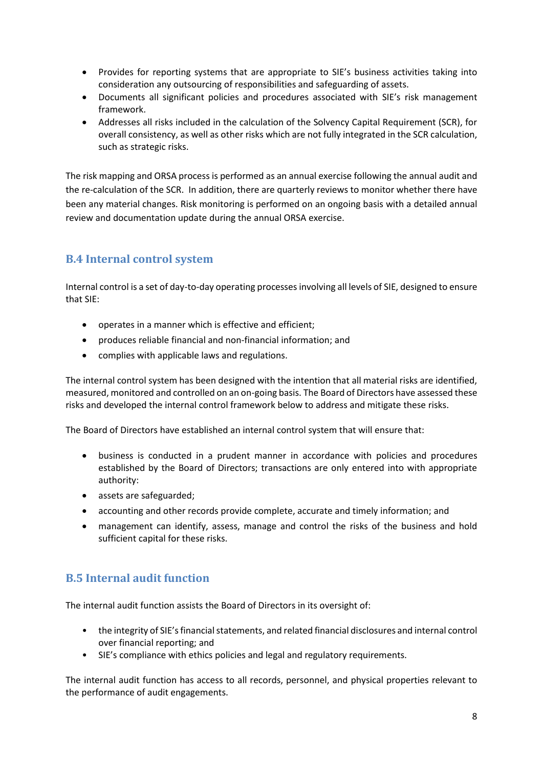- Provides for reporting systems that are appropriate to SIE's business activities taking into consideration any outsourcing of responsibilities and safeguarding of assets.
- Documents all significant policies and procedures associated with SIE's risk management framework.
- Addresses all risks included in the calculation of the Solvency Capital Requirement (SCR), for overall consistency, as well as other risks which are not fully integrated in the SCR calculation, such as strategic risks.

The risk mapping and ORSA process is performed as an annual exercise following the annual audit and the re-calculation of the SCR. In addition, there are quarterly reviews to monitor whether there have been any material changes. Risk monitoring is performed on an ongoing basis with a detailed annual review and documentation update during the annual ORSA exercise.

## B.4 Internal control system

Internal control is a set of day-to-day operating processes involving all levels of SIE, designed to ensure that SIE:

- operates in a manner which is effective and efficient;
- produces reliable financial and non-financial information; and
- complies with applicable laws and regulations.

The internal control system has been designed with the intention that all material risks are identified, measured, monitored and controlled on an on-going basis. The Board of Directors have assessed these risks and developed the internal control framework below to address and mitigate these risks.

The Board of Directors have established an internal control system that will ensure that:

- business is conducted in a prudent manner in accordance with policies and procedures established by the Board of Directors; transactions are only entered into with appropriate authority:
- assets are safeguarded;
- accounting and other records provide complete, accurate and timely information; and
- management can identify, assess, manage and control the risks of the business and hold sufficient capital for these risks.

## B.5 Internal audit function

The internal audit function assists the Board of Directors in its oversight of:

- the integrity of SIE's financial statements, and related financial disclosures and internal control over financial reporting; and
- SIE's compliance with ethics policies and legal and regulatory requirements.

The internal audit function has access to all records, personnel, and physical properties relevant to the performance of audit engagements.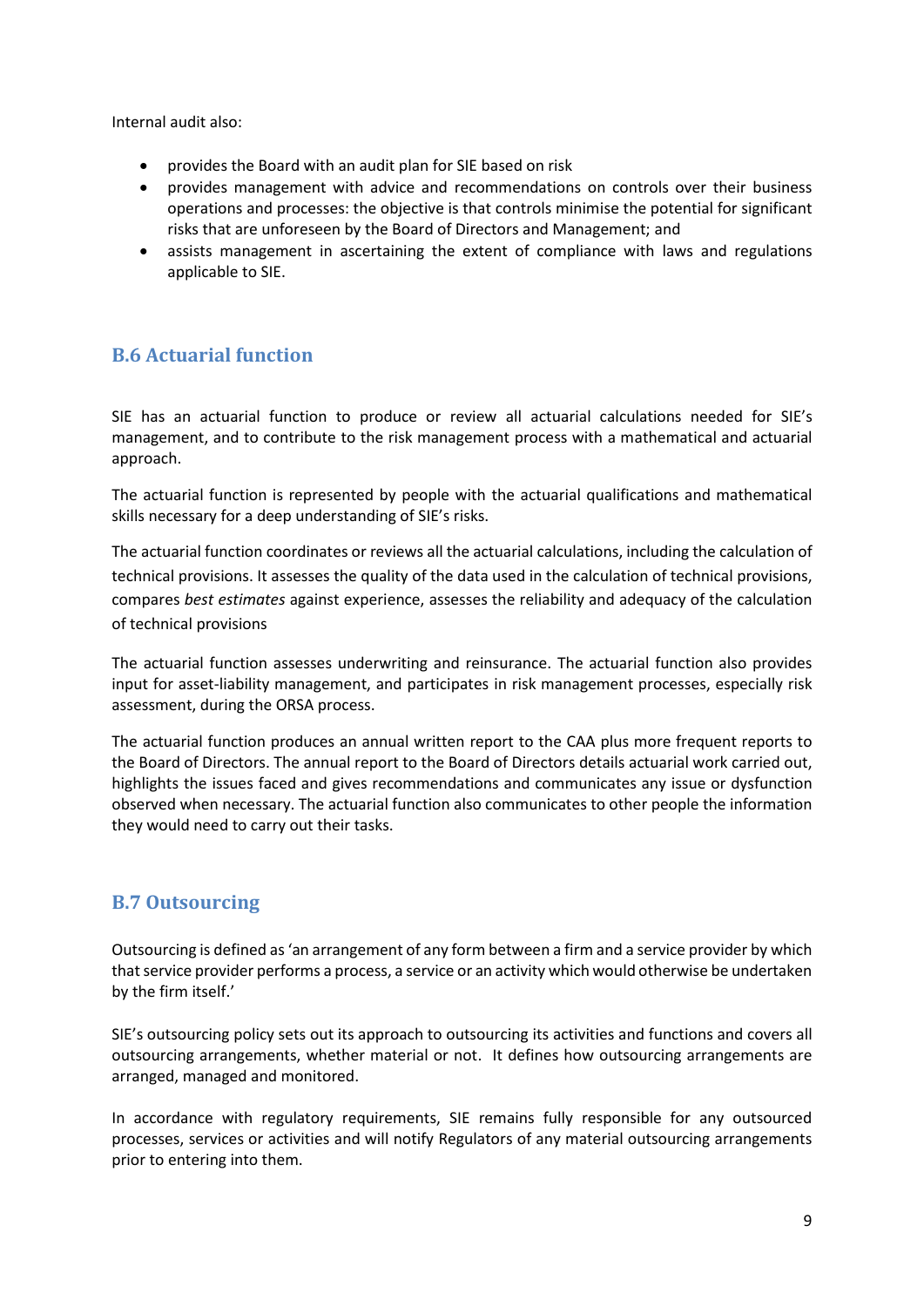Internal audit also:

- provides the Board with an audit plan for SIE based on risk
- provides management with advice and recommendations on controls over their business operations and processes: the objective is that controls minimise the potential for significant risks that are unforeseen by the Board of Directors and Management; and
- assists management in ascertaining the extent of compliance with laws and regulations applicable to SIE.

## B.6 Actuarial function

SIE has an actuarial function to produce or review all actuarial calculations needed for SIE's management, and to contribute to the risk management process with a mathematical and actuarial approach.

The actuarial function is represented by people with the actuarial qualifications and mathematical skills necessary for a deep understanding of SIE's risks.

The actuarial function coordinates or reviews all the actuarial calculations, including the calculation of technical provisions. It assesses the quality of the data used in the calculation of technical provisions, compares *best estimates* against experience, assesses the reliability and adequacy of the calculation of technical provisions

The actuarial function assesses underwriting and reinsurance. The actuarial function also provides input for asset-liability management, and participates in risk management processes, especially risk assessment, during the ORSA process.

The actuarial function produces an annual written report to the CAA plus more frequent reports to the Board of Directors. The annual report to the Board of Directors details actuarial work carried out, highlights the issues faced and gives recommendations and communicates any issue or dysfunction observed when necessary. The actuarial function also communicates to other people the information they would need to carry out their tasks.

## B.7 Outsourcing

Outsourcing is defined as 'an arrangement of any form between a firm and a service provider by which that service provider performs a process, a service or an activity which would otherwise be undertaken by the firm itself.'

SIE's outsourcing policy sets out its approach to outsourcing its activities and functions and covers all outsourcing arrangements, whether material or not. It defines how outsourcing arrangements are arranged, managed and monitored.

In accordance with regulatory requirements, SIE remains fully responsible for any outsourced processes, services or activities and will notify Regulators of any material outsourcing arrangements prior to entering into them.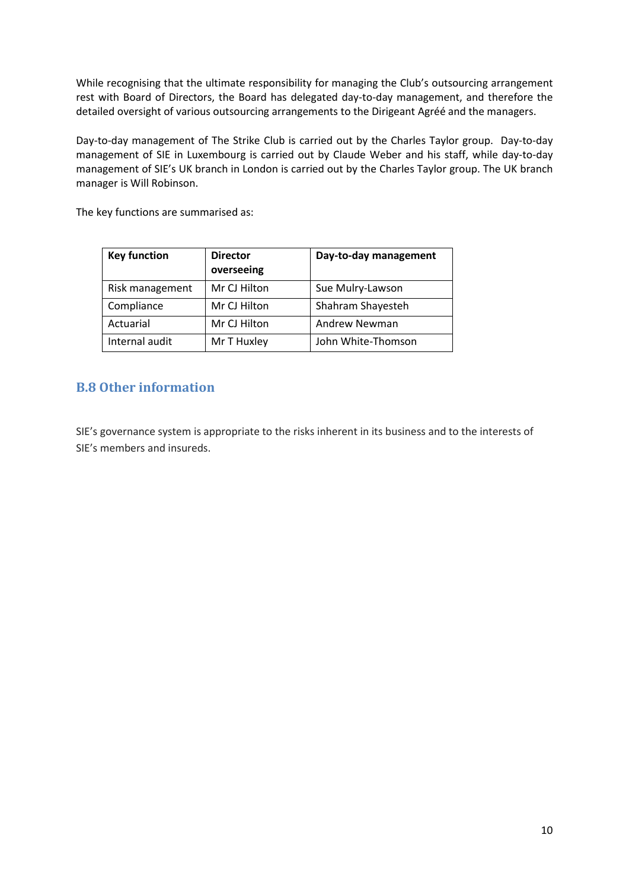While recognising that the ultimate responsibility for managing the Club's outsourcing arrangement rest with Board of Directors, the Board has delegated day-to-day management, and therefore the detailed oversight of various outsourcing arrangements to the Dirigeant Agréé and the managers.

Day-to-day management of The Strike Club is carried out by the Charles Taylor group. Day-to-day management of SIE in Luxembourg is carried out by Claude Weber and his staff, while day-to-day management of SIE's UK branch in London is carried out by the Charles Taylor group. The UK branch manager is Will Robinson.

The key functions are summarised as:

| Key function | Director overseeing | Day-to-day management |
|---|---|---|
| Risk management | Mr CJ Hilton | Sue Mulry-Lawson |
| Compliance | Mr CJ Hilton | Shahram Shayesteh |
| Actuarial | Mr CJ Hilton | Andrew Newman |
| Internal audit | Mr T Huxley | John White-Thomson |

## B.8 Other information

SIE's governance system is appropriate to the risks inherent in its business and to the interests of SIE's members and insureds.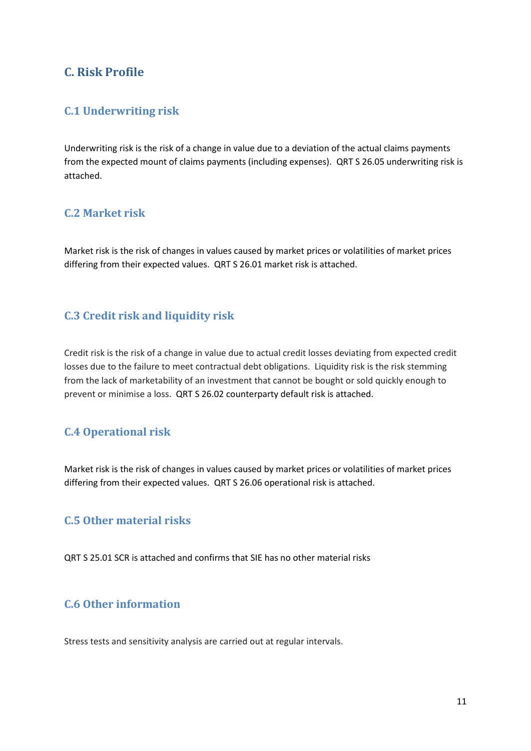# C. Risk Profile

## C.1 Underwriting risk

Underwriting risk is the risk of a change in value due to a deviation of the actual claims payments from the expected mount of claims payments (including expenses). QRT S 26.05 underwriting risk is attached.

## C.2 Market risk

Market risk is the risk of changes in values caused by market prices or volatilities of market prices differing from their expected values. QRT S 26.01 market risk is attached.

## C.3 Credit risk and liquidity risk

Credit risk is the risk of a change in value due to actual credit losses deviating from expected credit losses due to the failure to meet contractual debt obligations. Liquidity risk is the risk stemming from the lack of marketability of an investment that cannot be bought or sold quickly enough to prevent or minimise a loss. QRT S 26.02 counterparty default risk is attached.

## C.4 Operational risk

Market risk is the risk of changes in values caused by market prices or volatilities of market prices differing from their expected values. QRT S 26.06 operational risk is attached.

## C.5 Other material risks

QRT S 25.01 SCR is attached and confirms that SIE has no other material risks

## C.6 Other information

Stress tests and sensitivity analysis are carried out at regular intervals.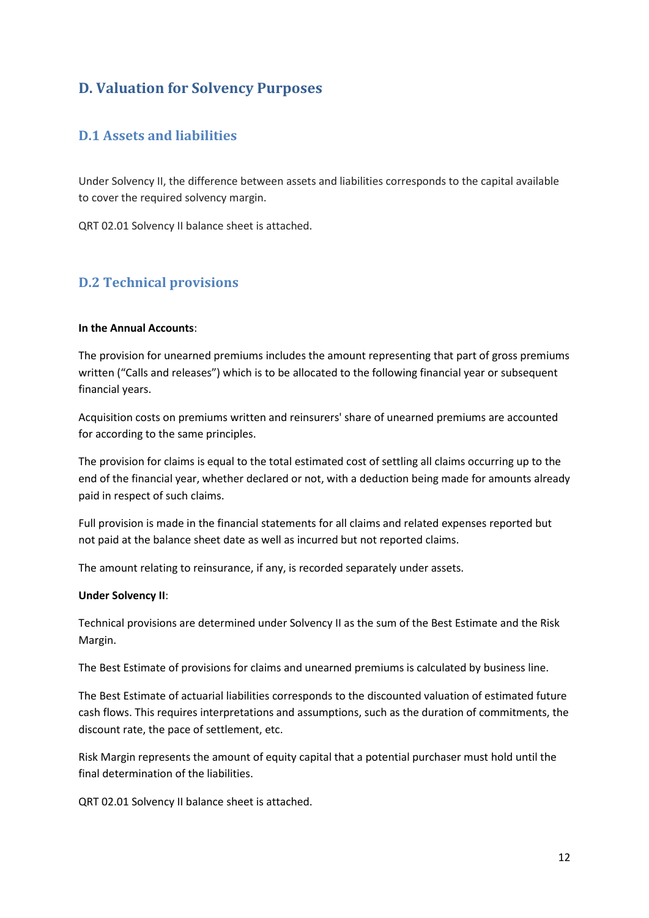# D. Valuation for Solvency Purposes

## D.1 Assets and liabilities

Under Solvency II, the difference between assets and liabilities corresponds to the capital available to cover the required solvency margin.

QRT 02.01 Solvency II balance sheet is attached.

## D.2 Technical provisions

**In the Annual Accounts**:

The provision for unearned premiums includes the amount representing that part of gross premiums written ("Calls and releases") which is to be allocated to the following financial year or subsequent financial years.

Acquisition costs on premiums written and reinsurers' share of unearned premiums are accounted for according to the same principles.

The provision for claims is equal to the total estimated cost of settling all claims occurring up to the end of the financial year, whether declared or not, with a deduction being made for amounts already paid in respect of such claims.

Full provision is made in the financial statements for all claims and related expenses reported but not paid at the balance sheet date as well as incurred but not reported claims.

The amount relating to reinsurance, if any, is recorded separately under assets.

**Under Solvency II**:

Technical provisions are determined under Solvency II as the sum of the Best Estimate and the Risk Margin.

The Best Estimate of provisions for claims and unearned premiums is calculated by business line.

The Best Estimate of actuarial liabilities corresponds to the discounted valuation of estimated future cash flows. This requires interpretations and assumptions, such as the duration of commitments, the discount rate, the pace of settlement, etc.

Risk Margin represents the amount of equity capital that a potential purchaser must hold until the final determination of the liabilities.

QRT 02.01 Solvency II balance sheet is attached.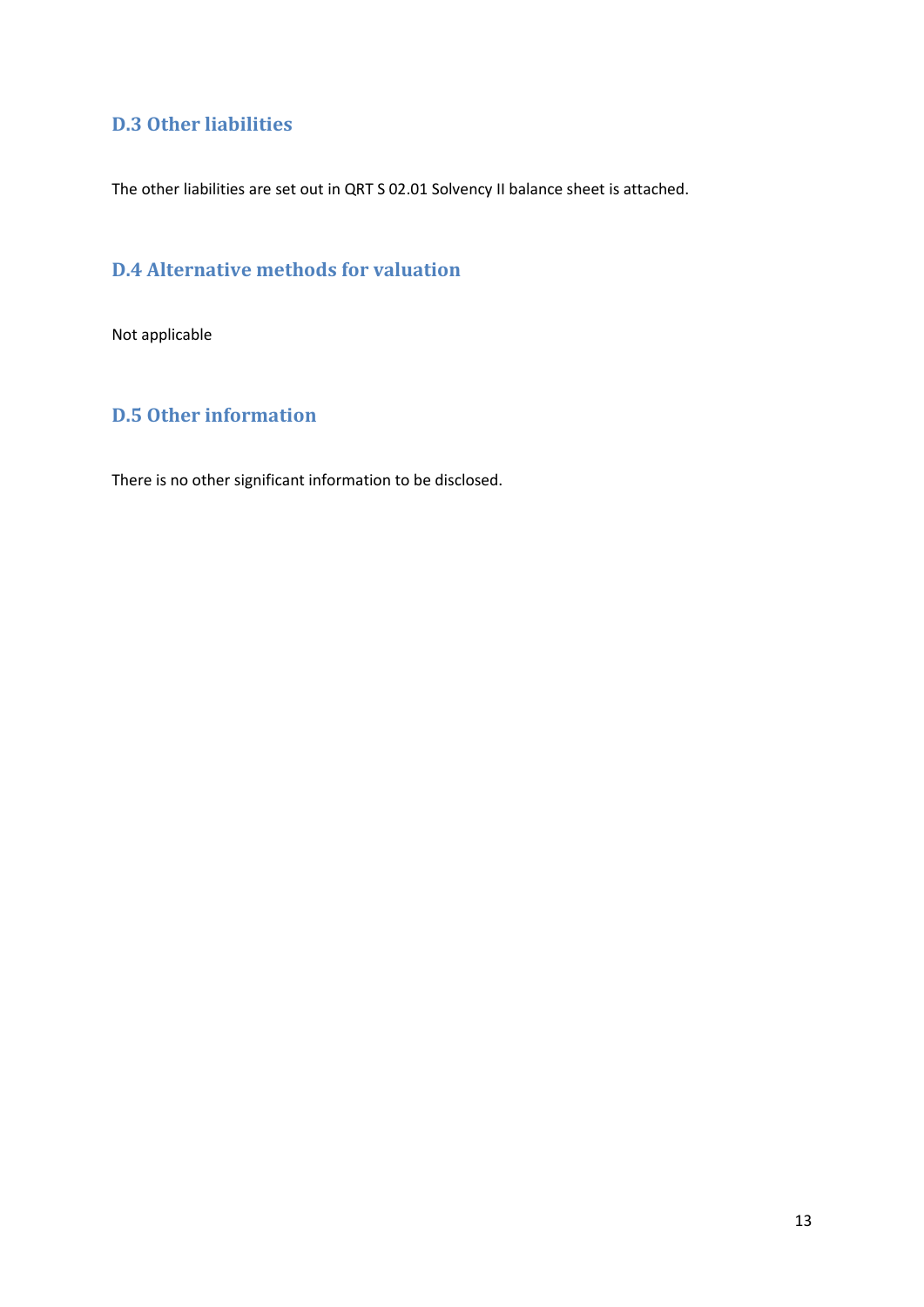## D.3 Other liabilities

The other liabilities are set out in QRT S 02.01 Solvency II balance sheet is attached.

## D.4 Alternative methods for valuation

Not applicable

## D.5 Other information

There is no other significant information to be disclosed.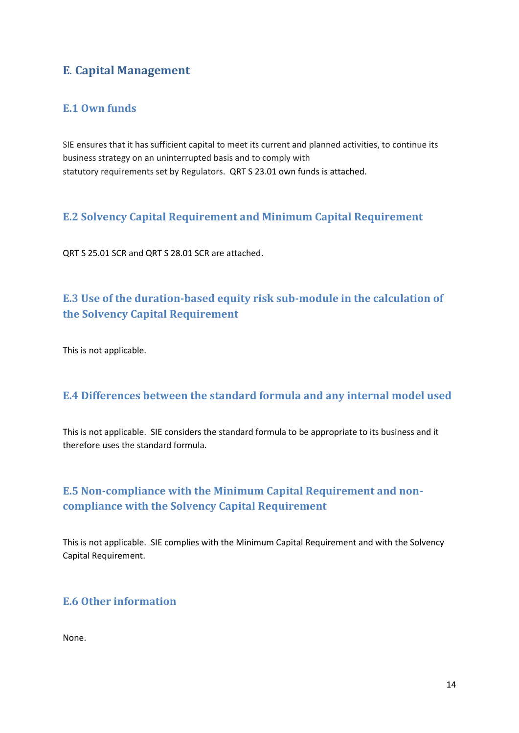# E. Capital Management

## E.1 Own funds

SIE ensures that it has sufficient capital to meet its current and planned activities, to continue its business strategy on an uninterrupted basis and to comply with statutory requirements set by Regulators. QRT S 23.01 own funds is attached.

## E.2 Solvency Capital Requirement and Minimum Capital Requirement

QRT S 25.01 SCR and QRT S 28.01 SCR are attached.

## E.3 Use of the duration-based equity risk sub-module in the calculation of the Solvency Capital Requirement

This is not applicable.

## E.4 Differences between the standard formula and any internal model used

This is not applicable. SIE considers the standard formula to be appropriate to its business and it therefore uses the standard formula.

## E.5 Non-compliance with the Minimum Capital Requirement and non-compliance with the Solvency Capital Requirement

This is not applicable. SIE complies with the Minimum Capital Requirement and with the Solvency Capital Requirement.

## E.6 Other information

None.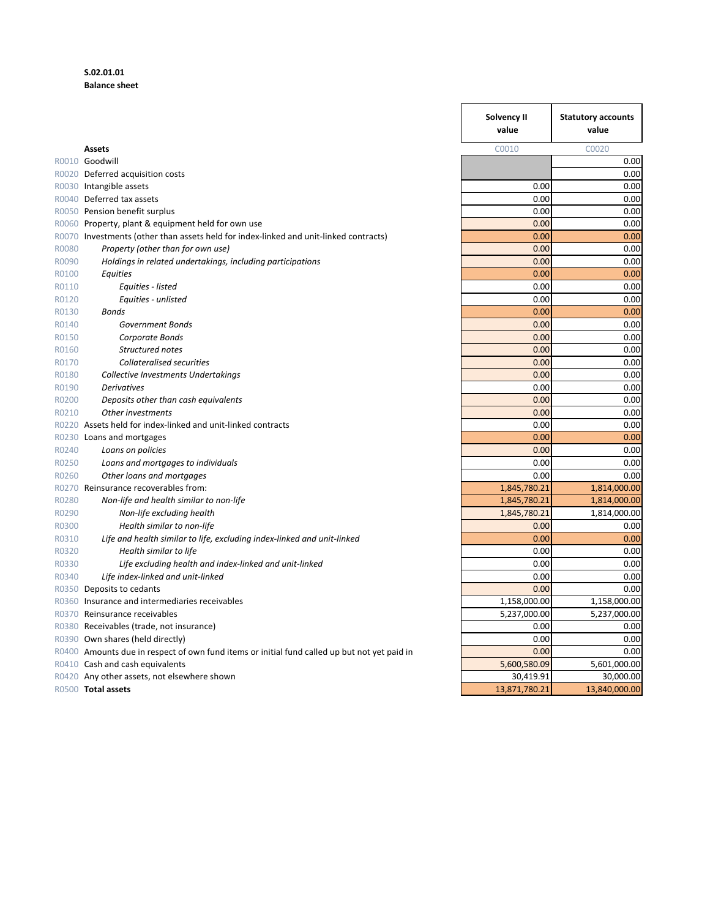**S.02.01.01**
**Balance sheet**

| | | Solvency II value | Statutory accounts value |
|---|---|---|---|
| | **Assets** | C0010 | C0020 |
| R0010 | Goodwill | | 0.00 |
| R0020 | Deferred acquisition costs | | 0.00 |
| R0030 | Intangible assets | 0.00 | 0.00 |
| R0040 | Deferred tax assets | 0.00 | 0.00 |
| R0050 | Pension benefit surplus | 0.00 | 0.00 |
| R0060 | Property, plant & equipment held for own use | 0.00 | 0.00 |
| R0070 | Investments (other than assets held for index-linked and unit-linked contracts) | 0.00 | 0.00 |
| R0080 | *Property (other than for own use)* | 0.00 | 0.00 |
| R0090 | *Holdings in related undertakings, including participations* | 0.00 | 0.00 |
| R0100 | *Equities* | 0.00 | 0.00 |
| R0110 | *Equities - listed* | 0.00 | 0.00 |
| R0120 | *Equities - unlisted* | 0.00 | 0.00 |
| R0130 | *Bonds* | 0.00 | 0.00 |
| R0140 | *Government Bonds* | 0.00 | 0.00 |
| R0150 | *Corporate Bonds* | 0.00 | 0.00 |
| R0160 | *Structured notes* | 0.00 | 0.00 |
| R0170 | *Collateralised securities* | 0.00 | 0.00 |
| R0180 | *Collective Investments Undertakings* | 0.00 | 0.00 |
| R0190 | *Derivatives* | 0.00 | 0.00 |
| R0200 | *Deposits other than cash equivalents* | 0.00 | 0.00 |
| R0210 | *Other investments* | 0.00 | 0.00 |
| R0220 | Assets held for index-linked and unit-linked contracts | 0.00 | 0.00 |
| R0230 | Loans and mortgages | 0.00 | 0.00 |
| R0240 | *Loans on policies* | 0.00 | 0.00 |
| R0250 | *Loans and mortgages to individuals* | 0.00 | 0.00 |
| R0260 | *Other loans and mortgages* | 0.00 | 0.00 |
| R0270 | Reinsurance recoverables from: | 1,845,780.21 | 1,814,000.00 |
| R0280 | *Non-life and health similar to non-life* | 1,845,780.21 | 1,814,000.00 |
| R0290 | *Non-life excluding health* | 1,845,780.21 | 1,814,000.00 |
| R0300 | *Health similar to non-life* | 0.00 | 0.00 |
| R0310 | *Life and health similar to life, excluding index-linked and unit-linked* | 0.00 | 0.00 |
| R0320 | *Health similar to life* | 0.00 | 0.00 |
| R0330 | *Life excluding health and index-linked and unit-linked* | 0.00 | 0.00 |
| R0340 | *Life index-linked and unit-linked* | 0.00 | 0.00 |
| R0350 | Deposits to cedants | 0.00 | 0.00 |
| R0360 | Insurance and intermediaries receivables | 1,158,000.00 | 1,158,000.00 |
| R0370 | Reinsurance receivables | 5,237,000.00 | 5,237,000.00 |
| R0380 | Receivables (trade, not insurance) | 0.00 | 0.00 |
| R0390 | Own shares (held directly) | 0.00 | 0.00 |
| R0400 | Amounts due in respect of own fund items or initial fund called up but not yet paid in | 0.00 | 0.00 |
| R0410 | Cash and cash equivalents | 5,600,580.09 | 5,601,000.00 |
| R0420 | Any other assets, not elsewhere shown | 30,419.91 | 30,000.00 |
| R0500 | **Total assets** | 13,871,780.21 | 13,840,000.00 |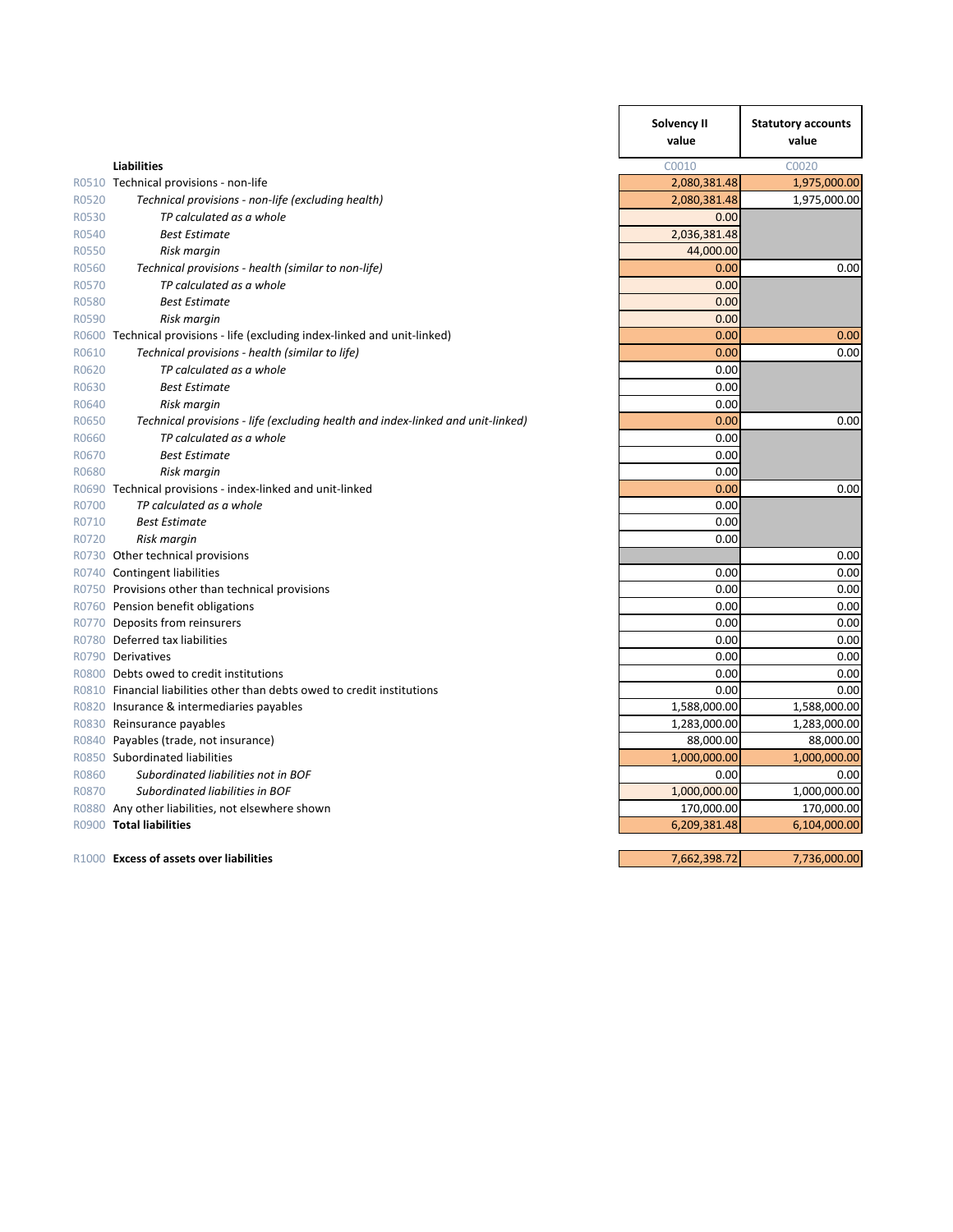| | | Solvency II value | Statutory accounts value |
|---|---|---|---|
| | **Liabilities** | C0010 | C0020 |
| R0510 | Technical provisions - non-life | 2,080,381.48 | 1,975,000.00 |
| R0520 | *Technical provisions - non-life (excluding health)* | 2,080,381.48 | 1,975,000.00 |
| R0530 | *TP calculated as a whole* | 0.00 | |
| R0540 | *Best Estimate* | 2,036,381.48 | |
| R0550 | *Risk margin* | 44,000.00 | |
| R0560 | *Technical provisions - health (similar to non-life)* | 0.00 | 0.00 |
| R0570 | *TP calculated as a whole* | 0.00 | |
| R0580 | *Best Estimate* | 0.00 | |
| R0590 | *Risk margin* | 0.00 | |
| R0600 | Technical provisions - life (excluding index-linked and unit-linked) | 0.00 | 0.00 |
| R0610 | *Technical provisions - health (similar to life)* | 0.00 | 0.00 |
| R0620 | *TP calculated as a whole* | 0.00 | |
| R0630 | *Best Estimate* | 0.00 | |
| R0640 | *Risk margin* | 0.00 | |
| R0650 | *Technical provisions - life (excluding health and index-linked and unit-linked)* | 0.00 | 0.00 |
| R0660 | *TP calculated as a whole* | 0.00 | |
| R0670 | *Best Estimate* | 0.00 | |
| R0680 | *Risk margin* | 0.00 | |
| R0690 | Technical provisions - index-linked and unit-linked | 0.00 | 0.00 |
| R0700 | *TP calculated as a whole* | 0.00 | |
| R0710 | *Best Estimate* | 0.00 | |
| R0720 | *Risk margin* | 0.00 | |
| R0730 | Other technical provisions | | 0.00 |
| R0740 | Contingent liabilities | 0.00 | 0.00 |
| R0750 | Provisions other than technical provisions | 0.00 | 0.00 |
| R0760 | Pension benefit obligations | 0.00 | 0.00 |
| R0770 | Deposits from reinsurers | 0.00 | 0.00 |
| R0780 | Deferred tax liabilities | 0.00 | 0.00 |
| R0790 | Derivatives | 0.00 | 0.00 |
| R0800 | Debts owed to credit institutions | 0.00 | 0.00 |
| R0810 | Financial liabilities other than debts owed to credit institutions | 0.00 | 0.00 |
| R0820 | Insurance & intermediaries payables | 1,588,000.00 | 1,588,000.00 |
| R0830 | Reinsurance payables | 1,283,000.00 | 1,283,000.00 |
| R0840 | Payables (trade, not insurance) | 88,000.00 | 88,000.00 |
| R0850 | Subordinated liabilities | 1,000,000.00 | 1,000,000.00 |
| R0860 | *Subordinated liabilities not in BOF* | 0.00 | 0.00 |
| R0870 | *Subordinated liabilities in BOF* | 1,000,000.00 | 1,000,000.00 |
| R0880 | Any other liabilities, not elsewhere shown | 170,000.00 | 170,000.00 |
| R0900 | **Total liabilities** | 6,209,381.48 | 6,104,000.00 |
| | | | |
| R1000 | **Excess of assets over liabilities** | 7,662,398.72 | 7,736,000.00 |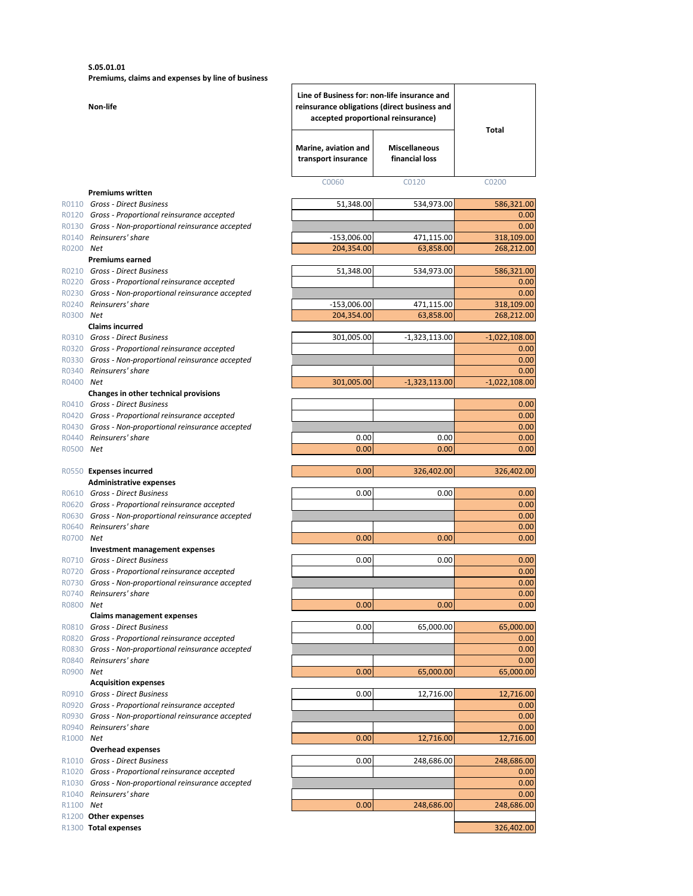**S.05.01.01**

**Premiums, claims and expenses by line of business**

| Non-life | | Line of Business for: non-life insurance and reinsurance obligations (direct business and accepted proportional reinsurance) | | Total |
|---|---|---|---|---|
| | | Marine, aviation and transport insurance | Miscellaneous financial loss | |
| | | C0060 | C0120 | C0200 |
| | **Premiums written** | | | |
| R0110 | *Gross - Direct Business* | 51,348.00 | 534,973.00 | 586,321.00 |
| R0120 | *Gross - Proportional reinsurance accepted* | | | 0.00 |
| R0130 | *Gross - Non-proportional reinsurance accepted* | | | 0.00 |
| R0140 | *Reinsurers' share* | -153,006.00 | 471,115.00 | 318,109.00 |
| R0200 | *Net* | 204,354.00 | 63,858.00 | 268,212.00 |
| | **Premiums earned** | | | |
| R0210 | *Gross - Direct Business* | 51,348.00 | 534,973.00 | 586,321.00 |
| R0220 | *Gross - Proportional reinsurance accepted* | | | 0.00 |
| R0230 | *Gross - Non-proportional reinsurance accepted* | | | 0.00 |
| R0240 | *Reinsurers' share* | -153,006.00 | 471,115.00 | 318,109.00 |
| R0300 | *Net* | 204,354.00 | 63,858.00 | 268,212.00 |
| | **Claims incurred** | | | |
| R0310 | *Gross - Direct Business* | 301,005.00 | -1,323,113.00 | -1,022,108.00 |
| R0320 | *Gross - Proportional reinsurance accepted* | | | 0.00 |
| R0330 | *Gross - Non-proportional reinsurance accepted* | | | 0.00 |
| R0340 | *Reinsurers' share* | | | 0.00 |
| R0400 | *Net* | 301,005.00 | -1,323,113.00 | -1,022,108.00 |
| | **Changes in other technical provisions** | | | |
| R0410 | *Gross - Direct Business* | | | 0.00 |
| R0420 | *Gross - Proportional reinsurance accepted* | | | 0.00 |
| R0430 | *Gross - Non-proportional reinsurance accepted* | | | 0.00 |
| R0440 | *Reinsurers' share* | 0.00 | 0.00 | 0.00 |
| R0500 | *Net* | 0.00 | 0.00 | 0.00 |
| R0550 | **Expenses incurred** | 0.00 | 326,402.00 | 326,402.00 |
| | **Administrative expenses** | | | |
| R0610 | *Gross - Direct Business* | 0.00 | 0.00 | 0.00 |
| R0620 | *Gross - Proportional reinsurance accepted* | | | 0.00 |
| R0630 | *Gross - Non-proportional reinsurance accepted* | | | 0.00 |
| R0640 | *Reinsurers' share* | | | 0.00 |
| R0700 | *Net* | 0.00 | 0.00 | 0.00 |
| | **Investment management expenses** | | | |
| R0710 | *Gross - Direct Business* | 0.00 | 0.00 | 0.00 |
| R0720 | *Gross - Proportional reinsurance accepted* | | | 0.00 |
| R0730 | *Gross - Non-proportional reinsurance accepted* | | | 0.00 |
| R0740 | *Reinsurers' share* | | | 0.00 |
| R0800 | *Net* | 0.00 | 0.00 | 0.00 |
| | **Claims management expenses** | | | |
| R0810 | *Gross - Direct Business* | 0.00 | 65,000.00 | 65,000.00 |
| R0820 | *Gross - Proportional reinsurance accepted* | | | 0.00 |
| R0830 | *Gross - Non-proportional reinsurance accepted* | | | 0.00 |
| R0840 | *Reinsurers' share* | | | 0.00 |
| R0900 | *Net* | 0.00 | 65,000.00 | 65,000.00 |
| | **Acquisition expenses** | | | |
| R0910 | *Gross - Direct Business* | 0.00 | 12,716.00 | 12,716.00 |
| R0920 | *Gross - Proportional reinsurance accepted* | | | 0.00 |
| R0930 | *Gross - Non-proportional reinsurance accepted* | | | 0.00 |
| R0940 | *Reinsurers' share* | | | 0.00 |
| R1000 | *Net* | 0.00 | 12,716.00 | 12,716.00 |
| | **Overhead expenses** | | | |
| R1010 | *Gross - Direct Business* | 0.00 | 248,686.00 | 248,686.00 |
| R1020 | *Gross - Proportional reinsurance accepted* | | | 0.00 |
| R1030 | *Gross - Non-proportional reinsurance accepted* | | | 0.00 |
| R1040 | *Reinsurers' share* | | | 0.00 |
| R1100 | *Net* | 0.00 | 248,686.00 | 248,686.00 |
| R1200 | **Other expenses** | | | |
| R1300 | **Total expenses** | | | 326,402.00 |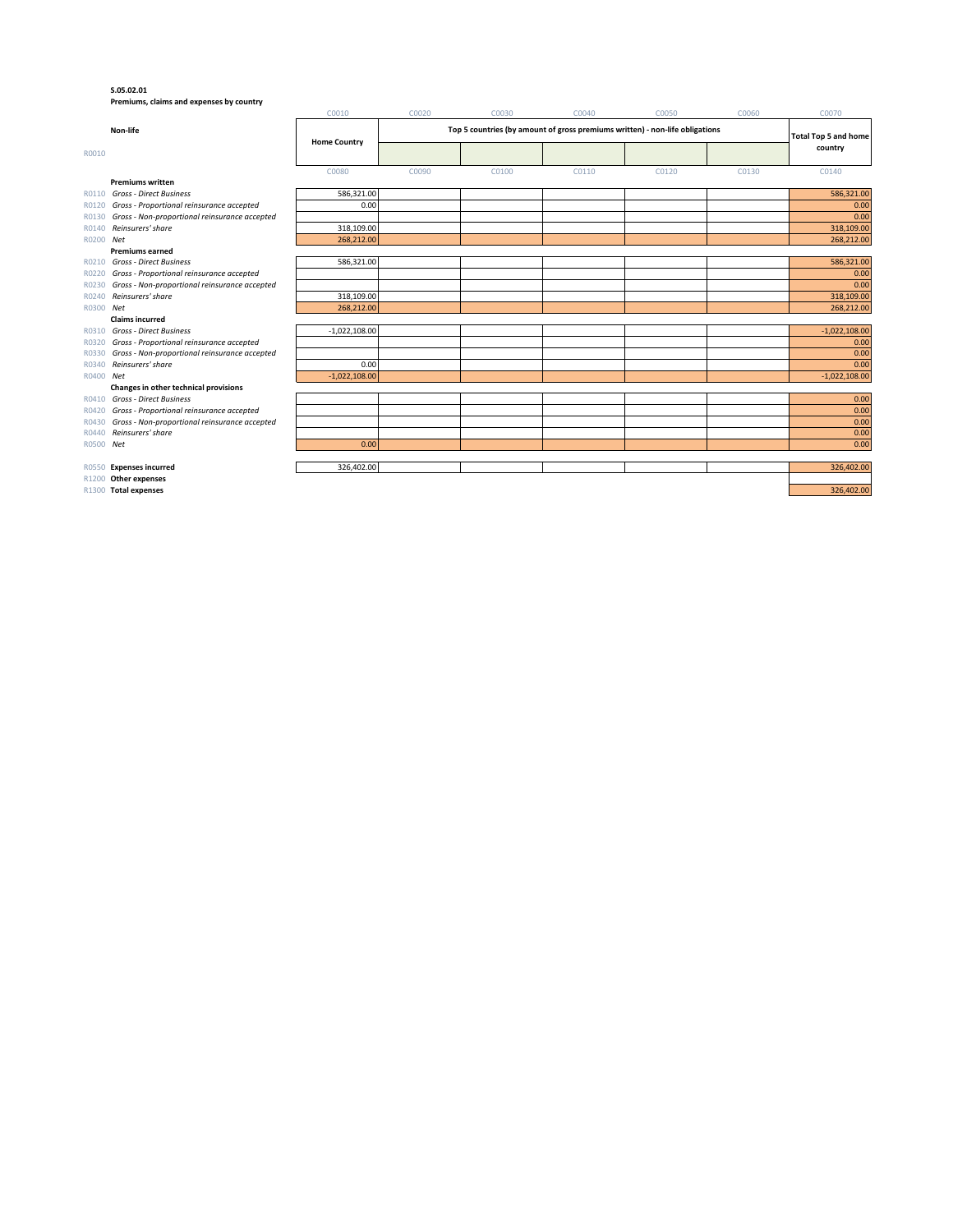**S.05.02.01**

**Premiums, claims and expenses by country**

| | | C0010 | C0020 | C0030 | C0040 | C0050 | C0060 | C0070 |
|---|---|---|---|---|---|---|---|---|
| | **Non-life** | **Home Country** | **Top 5 countries (by amount of gross premiums written) - non-life obligations** | | | | | **Total Top 5 and home country** |
| R0010 | | | | | | | | |
| | | C0080 | C0090 | C0100 | C0110 | C0120 | C0130 | C0140 |
| | **Premiums written** | | | | | | | |
| R0110 | *Gross - Direct Business* | 586,321.00 | | | | | | 586,321.00 |
| R0120 | *Gross - Proportional reinsurance accepted* | 0.00 | | | | | | 0.00 |
| R0130 | *Gross - Non-proportional reinsurance accepted* | | | | | | | 0.00 |
| R0140 | *Reinsurers' share* | 318,109.00 | | | | | | 318,109.00 |
| R0200 | *Net* | 268,212.00 | | | | | | 268,212.00 |
| | **Premiums earned** | | | | | | | |
| R0210 | *Gross - Direct Business* | 586,321.00 | | | | | | 586,321.00 |
| R0220 | *Gross - Proportional reinsurance accepted* | | | | | | | 0.00 |
| R0230 | *Gross - Non-proportional reinsurance accepted* | | | | | | | 0.00 |
| R0240 | *Reinsurers' share* | 318,109.00 | | | | | | 318,109.00 |
| R0300 | *Net* | 268,212.00 | | | | | | 268,212.00 |
| | **Claims incurred** | | | | | | | |
| R0310 | *Gross - Direct Business* | -1,022,108.00 | | | | | | -1,022,108.00 |
| R0320 | *Gross - Proportional reinsurance accepted* | | | | | | | 0.00 |
| R0330 | *Gross - Non-proportional reinsurance accepted* | | | | | | | 0.00 |
| R0340 | *Reinsurers' share* | 0.00 | | | | | | 0.00 |
| R0400 | *Net* | -1,022,108.00 | | | | | | -1,022,108.00 |
| | **Changes in other technical provisions** | | | | | | | |
| R0410 | *Gross - Direct Business* | | | | | | | 0.00 |
| R0420 | *Gross - Proportional reinsurance accepted* | | | | | | | 0.00 |
| R0430 | *Gross - Non-proportional reinsurance accepted* | | | | | | | 0.00 |
| R0440 | *Reinsurers' share* | | | | | | | 0.00 |
| R0500 | *Net* | 0.00 | | | | | | 0.00 |
| R0550 | **Expenses incurred** | 326,402.00 | | | | | | 326,402.00 |
| R1200 | **Other expenses** | | | | | | | |
| R1300 | **Total expenses** | | | | | | | 326,402.00 |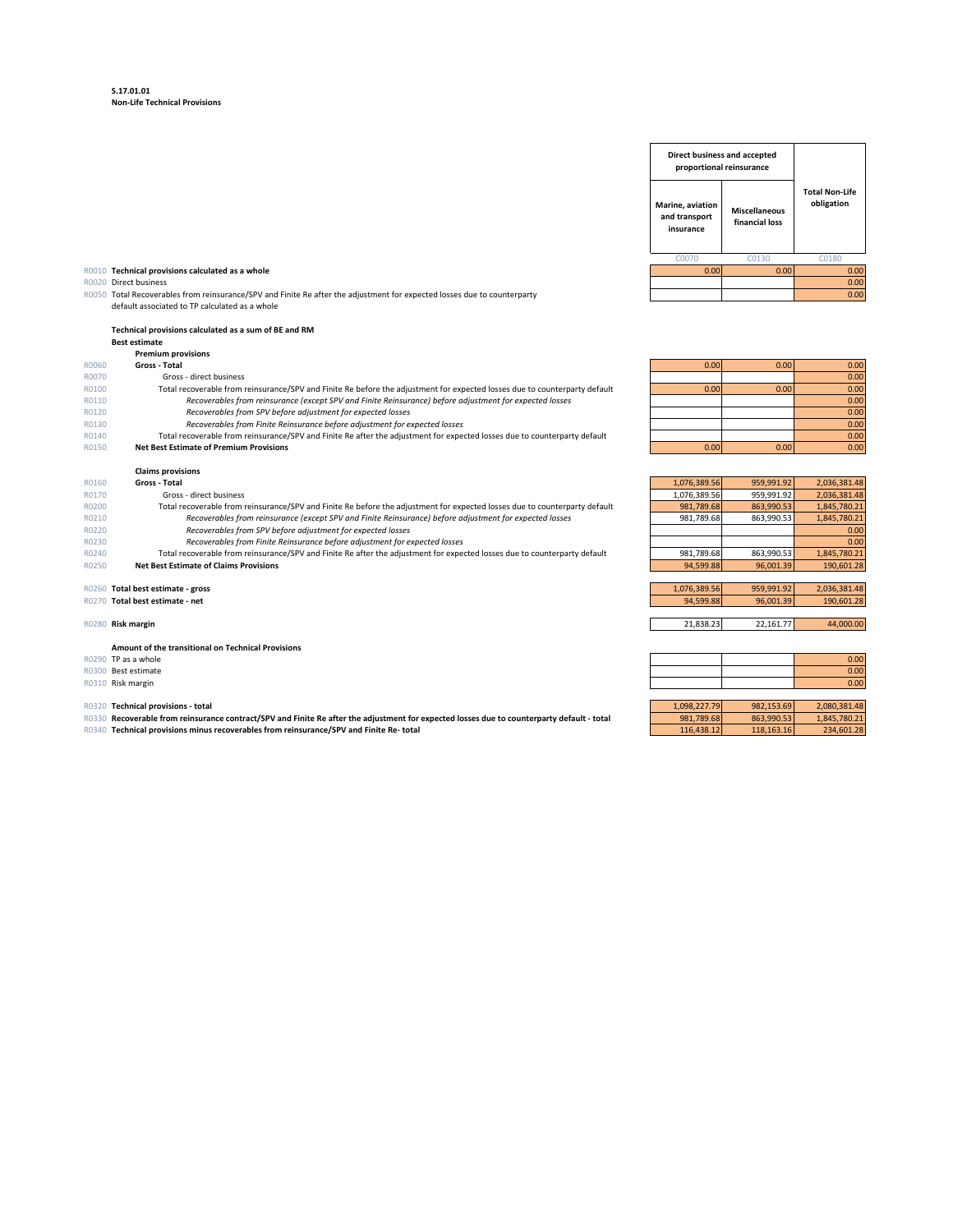**S.17.01.01**
**Non-Life Technical Provisions**

| | | Direct business and accepted proportional reinsurance | | Total Non-Life obligation |
|---|---|---|---|---|
| | | Marine, aviation and transport insurance | Miscellaneous financial loss | |
| | | C0070 | C0130 | C0180 |
| R0010 | **Technical provisions calculated as a whole** | 0.00 | 0.00 | 0.00 |
| R0020 | Direct business | | | 0.00 |
| R0050 | Total Recoverables from reinsurance/SPV and Finite Re after the adjustment for expected losses due to counterparty default associated to TP calculated as a whole | | | 0.00 |
| | **Technical provisions calculated as a sum of BE and RM** | | | |
| | **Best estimate** | | | |
| | **Premium provisions** | | | |
| R0060 | **Gross - Total** | 0.00 | 0.00 | 0.00 |
| R0070 | Gross - direct business | | | 0.00 |
| R0100 | Total recoverable from reinsurance/SPV and Finite Re before the adjustment for expected losses due to counterparty default | 0.00 | 0.00 | 0.00 |
| R0110 | *Recoverables from reinsurance (except SPV and Finite Reinsurance) before adjustment for expected losses* | | | 0.00 |
| R0120 | *Recoverables from SPV before adjustment for expected losses* | | | 0.00 |
| R0130 | *Recoverables from Finite Reinsurance before adjustment for expected losses* | | | 0.00 |
| R0140 | Total recoverable from reinsurance/SPV and Finite Re after the adjustment for expected losses due to counterparty default | | | 0.00 |
| R0150 | **Net Best Estimate of Premium Provisions** | 0.00 | 0.00 | 0.00 |
| | **Claims provisions** | | | |
| R0160 | **Gross - Total** | 1,076,389.56 | 959,991.92 | 2,036,381.48 |
| R0170 | Gross - direct business | 1,076,389.56 | 959,991.92 | 2,036,381.48 |
| R0200 | Total recoverable from reinsurance/SPV and Finite Re before the adjustment for expected losses due to counterparty default | 981,789.68 | 863,990.53 | 1,845,780.21 |
| R0210 | *Recoverables from reinsurance (except SPV and Finite Reinsurance) before adjustment for expected losses* | 981,789.68 | 863,990.53 | 1,845,780.21 |
| R0220 | *Recoverables from SPV before adjustment for expected losses* | | | 0.00 |
| R0230 | *Recoverables from Finite Reinsurance before adjustment for expected losses* | | | 0.00 |
| R0240 | Total recoverable from reinsurance/SPV and Finite Re after the adjustment for expected losses due to counterparty default | 981,789.68 | 863,990.53 | 1,845,780.21 |
| R0250 | **Net Best Estimate of Claims Provisions** | 94,599.88 | 96,001.39 | 190,601.28 |
| R0260 | **Total best estimate - gross** | 1,076,389.56 | 959,991.92 | 2,036,381.48 |
| R0270 | **Total best estimate - net** | 94,599.88 | 96,001.39 | 190,601.28 |
| R0280 | **Risk margin** | 21,838.23 | 22,161.77 | 44,000.00 |
| | **Amount of the transitional on Technical Provisions** | | | |
| R0290 | TP as a whole | | | 0.00 |
| R0300 | Best estimate | | | 0.00 |
| R0310 | Risk margin | | | 0.00 |
| R0320 | **Technical provisions - total** | 1,098,227.79 | 982,153.69 | 2,080,381.48 |
| R0330 | **Recoverable from reinsurance contract/SPV and Finite Re after the adjustment for expected losses due to counterparty default - total** | 981,789.68 | 863,990.53 | 1,845,780.21 |
| R0340 | **Technical provisions minus recoverables from reinsurance/SPV and Finite Re- total** | 116,438.12 | 118,163.16 | 234,601.28 |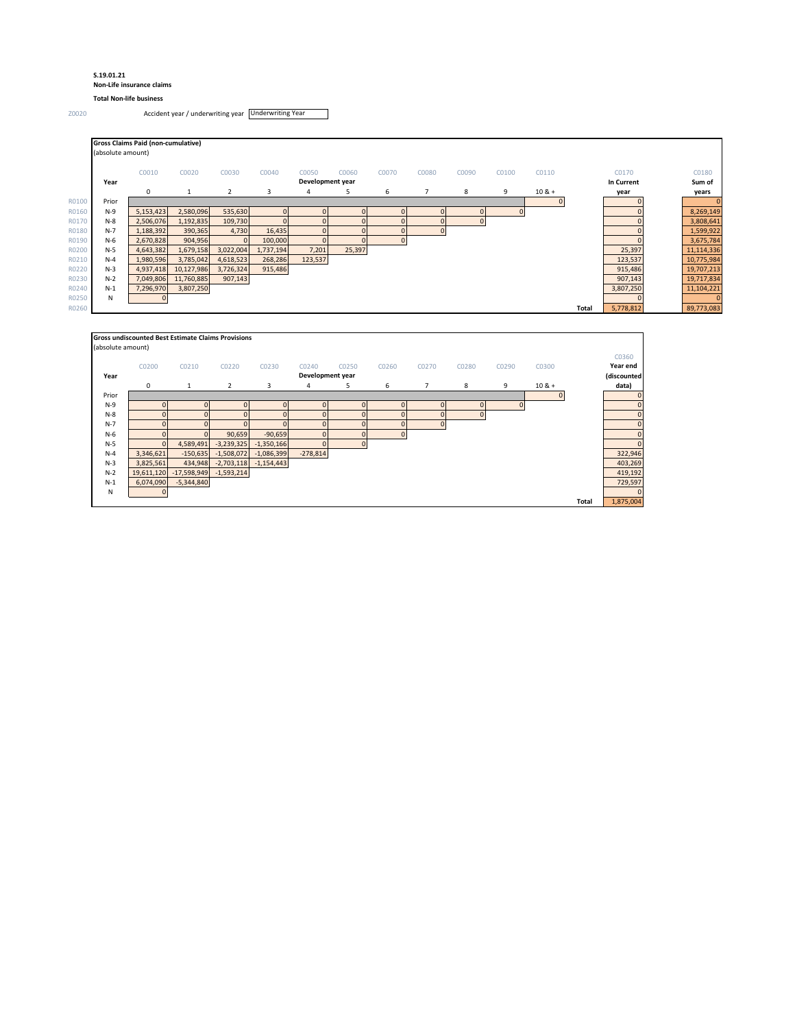**S.19.01.21**

**Non-Life insurance claims**

**Total Non-life business**

Z0020 Accident year / underwriting year: Underwriting Year

**Gross Claims Paid (non-cumulative)**

(absolute amount)

| | | C0010 | C0020 | C0030 | C0040 | C0050 | C0060 | C0070 | C0080 | C0090 | C0100 | C0110 | | C0170 | C0180 |
|---|---|---|---|---|---|---|---|---|---|---|---|---|---|---|---|
| | Year | Development year | | | | | | | | | | | | In Current year | Sum of years |
| | | 0 | 1 | 2 | 3 | 4 | 5 | 6 | 7 | 8 | 9 | 10 & + | | | |
| R0100 | Prior | | | | | | | | | | | 0 | | 0 | 0 |
| R0160 | N-9 | 5,153,423 | 2,580,096 | 535,630 | 0 | 0 | 0 | 0 | 0 | 0 | 0 | | | 0 | 8,269,149 |
| R0170 | N-8 | 2,506,076 | 1,192,835 | 109,730 | 0 | 0 | 0 | 0 | 0 | 0 | | | | 0 | 3,808,641 |
| R0180 | N-7 | 1,188,392 | 390,365 | 4,730 | 16,435 | 0 | 0 | 0 | 0 | | | | | 0 | 1,599,922 |
| R0190 | N-6 | 2,670,828 | 904,956 | 0 | 100,000 | 0 | 0 | 0 | | | | | | 0 | 3,675,784 |
| R0200 | N-5 | 4,643,382 | 1,679,158 | 3,022,004 | 1,737,194 | 7,201 | 25,397 | | | | | | | 25,397 | 11,114,336 |
| R0210 | N-4 | 1,980,596 | 3,785,042 | 4,618,523 | 268,286 | 123,537 | | | | | | | | 123,537 | 10,775,984 |
| R0220 | N-3 | 4,937,418 | 10,127,986 | 3,726,324 | 915,486 | | | | | | | | | 915,486 | 19,707,213 |
| R0230 | N-2 | 7,049,806 | 11,760,885 | 907,143 | | | | | | | | | | 907,143 | 19,717,834 |
| R0240 | N-1 | 7,296,970 | 3,807,250 | | | | | | | | | | | 3,807,250 | 11,104,221 |
| R0250 | N | 0 | | | | | | | | | | | | 0 | 0 |
| R0260 | | | | | | | | | | | | | Total | 5,778,812 | 89,773,083 |

**Gross undiscounted Best Estimate Claims Provisions**

(absolute amount)

| | C0200 | C0210 | C0220 | C0230 | C0240 | C0250 | C0260 | C0270 | C0280 | C0290 | C0300 | | C0360 |
|---|---|---|---|---|---|---|---|---|---|---|---|---|---|
| Year | Development year | | | | | | | | | | | | Year end (discounted data) |
| | 0 | 1 | 2 | 3 | 4 | 5 | 6 | 7 | 8 | 9 | 10 & + | | |
| Prior | | | | | | | | | | | 0 | | 0 |
| N-9 | 0 | 0 | 0 | 0 | 0 | 0 | 0 | 0 | 0 | 0 | | | 0 |
| N-8 | 0 | 0 | 0 | 0 | 0 | 0 | 0 | 0 | 0 | | | | 0 |
| N-7 | 0 | 0 | 0 | 0 | 0 | 0 | 0 | 0 | | | | | 0 |
| N-6 | 0 | 0 | 90,659 | -90,659 | 0 | 0 | 0 | | | | | | 0 |
| N-5 | 0 | 4,589,491 | -3,239,325 | -1,350,166 | 0 | 0 | | | | | | | 0 |
| N-4 | 3,346,621 | -150,635 | -1,508,072 | -1,086,399 | -278,814 | | | | | | | | 322,946 |
| N-3 | 3,825,561 | 434,948 | -2,703,118 | -1,154,443 | | | | | | | | | 403,269 |
| N-2 | 19,611,120 | -17,598,949 | -1,593,214 | | | | | | | | | | 419,192 |
| N-1 | 6,074,090 | -5,344,840 | | | | | | | | | | | 729,597 |
| N | 0 | | | | | | | | | | | | 0 |
| | | | | | | | | | | | | Total | 1,875,004 |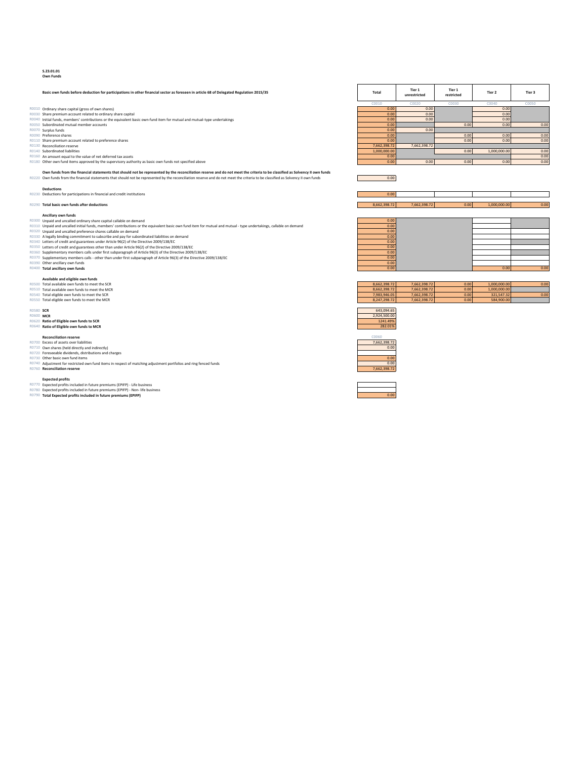**S.23.01.01**
**Own Funds**

| | Basic own funds before deduction for participations in other financial sector as foreseen in article 68 of Delegated Regulation 2015/35 | Total | Tier 1 unrestricted | Tier 1 restricted | Tier 2 | Tier 3 |
|---|---|---|---|---|---|---|
| | | C0010 | C0020 | C0030 | C0040 | C0050 |
| R0010 | Ordinary share capital (gross of own shares) | 0.00 | 0.00 | | 0.00 | |
| R0030 | Share premium account related to ordinary share capital | 0.00 | 0.00 | | 0.00 | |
| R0040 | Initial funds, members' contributions or the equivalent basic own-fund item for mutual and mutual-type undertakings | 0.00 | 0.00 | | 0.00 | |
| R0050 | Subordinated mutual member accounts | 0.00 | | 0.00 | 0.00 | 0.00 |
| R0070 | Surplus funds | 0.00 | 0.00 | | | |
| R0090 | Preference shares | 0.00 | | 0.00 | 0.00 | 0.00 |
| R0110 | Share premium account related to preference shares | 0.00 | | 0.00 | 0.00 | 0.00 |
| R0130 | Reconciliation reserve | 7,662,398.72 | 7,662,398.72 | | | |
| R0140 | Subordinated liabilities | 1,000,000.00 | | 0.00 | 1,000,000.00 | 0.00 |
| R0160 | An amount equal to the value of net deferred tax assets | 0.00 | | | | 0.00 |
| R0180 | Other own fund items approved by the supervisory authority as basic own funds not specified above | 0.00 | 0.00 | 0.00 | 0.00 | 0.00 |
| | **Own funds from the financial statements that should not be represented by the reconciliation reserve and do not meet the criteria to be classified as Solvency II own funds** | | | | | |
| R0220 | Own funds from the financial statements that should not be represented by the reconciliation reserve and do not meet the criteria to be classified as Solvency II own funds | 0.00 | | | | |
| | **Deductions** | | | | | |
| R0230 | Deductions for participations in financial and credit institutions | 0.00 | | | | |
| R0290 | **Total basic own funds after deductions** | 8,662,398.72 | 7,662,398.72 | 0.00 | 1,000,000.00 | 0.00 |
| | **Ancillary own funds** | | | | | |
| R0300 | Unpaid and uncalled ordinary share capital callable on demand | 0.00 | | | | |
| R0310 | Unpaid and uncalled initial funds, members' contributions or the equivalent basic own fund item for mutual and mutual - type undertakings, callable on demand | 0.00 | | | | |
| R0320 | Unpaid and uncalled preference shares callable on demand | 0.00 | | | | |
| R0330 | A legally binding commitment to subscribe and pay for subordinated liabilities on demand | 0.00 | | | | |
| R0340 | Letters of credit and guarantees under Article 96(2) of the Directive 2009/138/EC | 0.00 | | | | |
| R0350 | Letters of credit and guarantees other than under Article 96(2) of the Directive 2009/138/EC | 0.00 | | | | |
| R0360 | Supplementary members calls under first subparagraph of Article 96(3) of the Directive 2009/138/EC | 0.00 | | | | |
| R0370 | Supplementary members calls - other than under first subparagraph of Article 96(3) of the Directive 2009/138/EC | 0.00 | | | | |
| R0390 | Other ancillary own funds | 0.00 | | | | |
| R0400 | **Total ancillary own funds** | 0.00 | | | 0.00 | 0.00 |
| | **Available and eligible own funds** | | | | | |
| R0500 | Total available own funds to meet the SCR | 8,662,398.72 | 7,662,398.72 | 0.00 | 1,000,000.00 | 0.00 |
| R0510 | Total available own funds to meet the MCR | 8,662,398.72 | 7,662,398.72 | 0.00 | 1,000,000.00 | |
| R0540 | Total eligible own funds to meet the SCR | 7,983,946.05 | 7,662,398.72 | 0.00 | 321,547.32 | 0.00 |
| R0550 | Total eligible own funds to meet the MCR | 8,247,298.72 | 7,662,398.72 | 0.00 | 584,900.00 | |
| R0580 | **SCR** | 643,094.65 | | | | |
| R0600 | **MCR** | 2,924,500.00 | | | | |
| R0620 | **Ratio of Eligible own funds to SCR** | 1241.49% | | | | |
| R0640 | **Ratio of Eligible own funds to MCR** | 282.01% | | | | |

| | **Reconciliation reserve** | C0060 |
|---|---|---|
| R0700 | Excess of assets over liabilities | 7,662,398.72 |
| R0710 | Own shares (held directly and indirectly) | 0.00 |
| R0720 | Foreseeable dividends, distributions and charges | |
| R0730 | Other basic own fund items | 0.00 |
| R0740 | Adjustment for restricted own fund items in respect of matching adjustment portfolios and ring fenced funds | 0.00 |
| R0760 | **Reconciliation reserve** | 7,662,398.72 |
| | **Expected profits** | |
| R0770 | Expected profits included in future premiums (EPIFP) - Life business | |
| R0780 | Expected profits included in future premiums (EPIFP) - Non- life business | |
| R0790 | **Total Expected profits included in future premiums (EPIFP)** | 0.00 |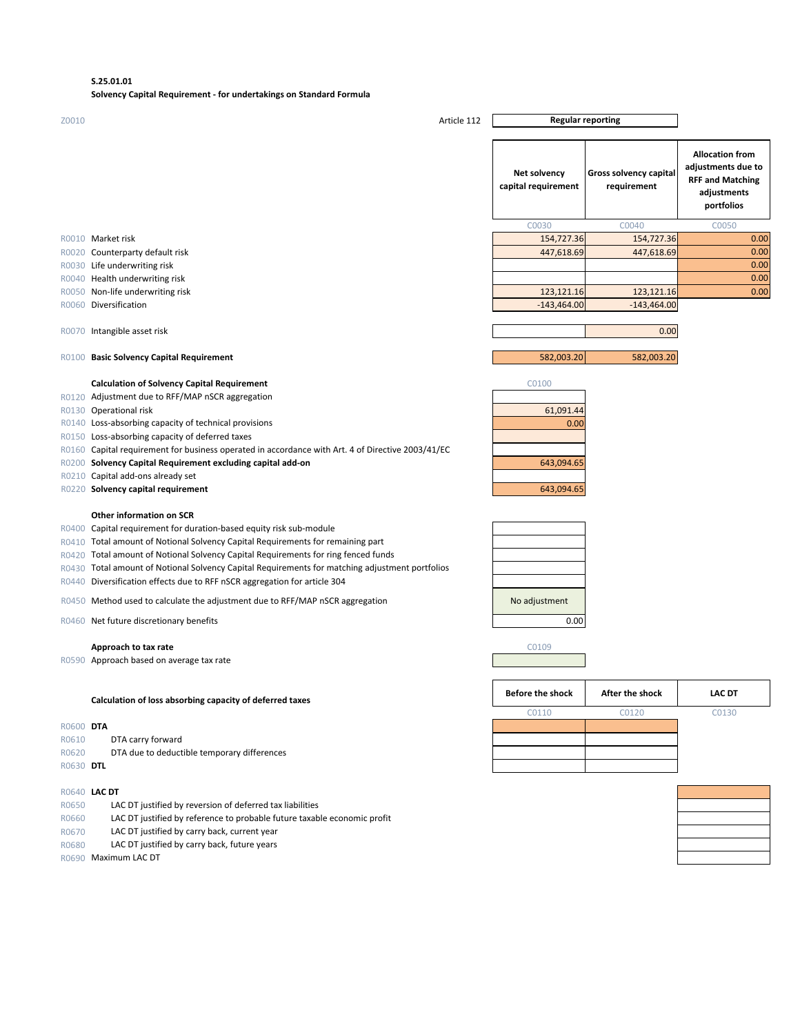**S.25.01.01**

**Solvency Capital Requirement - for undertakings on Standard Formula**

| Z0010 | Article 112 | Regular reporting |
|---|---|---|

| | | Net solvency capital requirement | Gross solvency capital requirement | Allocation from adjustments due to RFF and Matching adjustments portfolios |
|---|---|---|---|---|
| | | C0030 | C0040 | C0050 |
| R0010 | Market risk | 154,727.36 | 154,727.36 | 0.00 |
| R0020 | Counterparty default risk | 447,618.69 | 447,618.69 | 0.00 |
| R0030 | Life underwriting risk | | | 0.00 |
| R0040 | Health underwriting risk | | | 0.00 |
| R0050 | Non-life underwriting risk | 123,121.16 | 123,121.16 | 0.00 |
| R0060 | Diversification | -143,464.00 | -143,464.00 | |
| R0070 | Intangible asset risk | | 0.00 | |
| R0100 | **Basic Solvency Capital Requirement** | 582,003.20 | 582,003.20 | |

| | **Calculation of Solvency Capital Requirement** | C0100 |
|---|---|---|
| R0120 | Adjustment due to RFF/MAP nSCR aggregation | |
| R0130 | Operational risk | 61,091.44 |
| R0140 | Loss-absorbing capacity of technical provisions | 0.00 |
| R0150 | Loss-absorbing capacity of deferred taxes | |
| R0160 | Capital requirement for business operated in accordance with Art. 4 of Directive 2003/41/EC | |
| R0200 | **Solvency Capital Requirement excluding capital add-on** | 643,094.65 |
| R0210 | Capital add-ons already set | |
| R0220 | **Solvency capital requirement** | 643,094.65 |

| | **Other information on SCR** | |
|---|---|---|
| R0400 | Capital requirement for duration-based equity risk sub-module | |
| R0410 | Total amount of Notional Solvency Capital Requirements for remaining part | |
| R0420 | Total amount of Notional Solvency Capital Requirements for ring fenced funds | |
| R0430 | Total amount of Notional Solvency Capital Requirements for matching adjustment portfolios | |
| R0440 | Diversification effects due to RFF nSCR aggregation for article 304 | |
| R0450 | Method used to calculate the adjustment due to RFF/MAP nSCR aggregation | No adjustment |
| R0460 | Net future discretionary benefits | 0.00 |

| | **Approach to tax rate** | C0109 |
|---|---|---|
| R0590 | Approach based on average tax rate | |

| | **Calculation of loss absorbing capacity of deferred taxes** | Before the shock | After the shock | LAC DT |
|---|---|---|---|---|
| | | C0110 | C0120 | C0130 |
| R0600 | **DTA** | | | |
| R0610 | DTA carry forward | | | |
| R0620 | DTA due to deductible temporary differences | | | |
| R0630 | **DTL** | | | |
| R0640 | **LAC DT** | | | |
| R0650 | LAC DT justified by reversion of deferred tax liabilities | | | |
| R0660 | LAC DT justified by reference to probable future taxable economic profit | | | |
| R0670 | LAC DT justified by carry back, current year | | | |
| R0680 | LAC DT justified by carry back, future years | | | |
| R0690 | Maximum LAC DT | | | |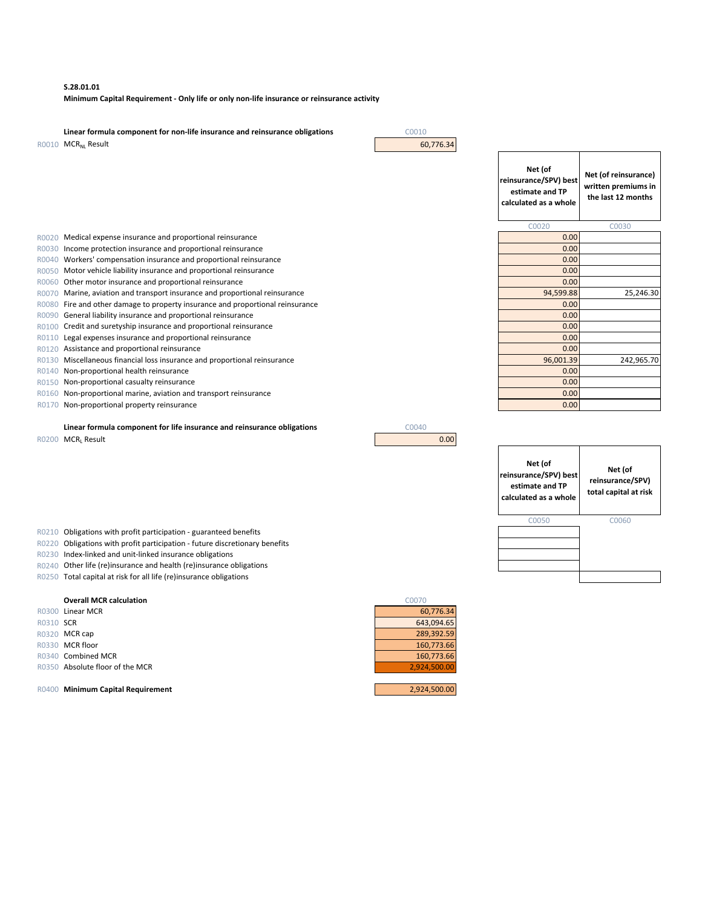**S.28.01.01**

**Minimum Capital Requirement - Only life or only non-life insurance or reinsurance activity**

| | | | C0010 |
|---|---|---|---|
| | **Linear formula component for non-life insurance and reinsurance obligations** | | |
| R0010 | $MCR_{NL}$ Result | | 60,776.34 |

| | | Net (of reinsurance/SPV) best estimate and TP calculated as a whole | Net (of reinsurance) written premiums in the last 12 months |
|---|---|---|---|
| | | C0020 | C0030 |
| R0020 | Medical expense insurance and proportional reinsurance | 0.00 | |
| R0030 | Income protection insurance and proportional reinsurance | 0.00 | |
| R0040 | Workers' compensation insurance and proportional reinsurance | 0.00 | |
| R0050 | Motor vehicle liability insurance and proportional reinsurance | 0.00 | |
| R0060 | Other motor insurance and proportional reinsurance | 0.00 | |
| R0070 | Marine, aviation and transport insurance and proportional reinsurance | 94,599.88 | 25,246.30 |
| R0080 | Fire and other damage to property insurance and proportional reinsurance | 0.00 | |
| R0090 | General liability insurance and proportional reinsurance | 0.00 | |
| R0100 | Credit and suretyship insurance and proportional reinsurance | 0.00 | |
| R0110 | Legal expenses insurance and proportional reinsurance | 0.00 | |
| R0120 | Assistance and proportional reinsurance | 0.00 | |
| R0130 | Miscellaneous financial loss insurance and proportional reinsurance | 96,001.39 | 242,965.70 |
| R0140 | Non-proportional health reinsurance | 0.00 | |
| R0150 | Non-proportional casualty reinsurance | 0.00 | |
| R0160 | Non-proportional marine, aviation and transport reinsurance | 0.00 | |
| R0170 | Non-proportional property reinsurance | 0.00 | |

| | | C0040 |
|---|---|---|
| | **Linear formula component for life insurance and reinsurance obligations** | |
| R0200 | $MCR_L$ Result | 0.00 |

| | | Net (of reinsurance/SPV) best estimate and TP calculated as a whole | Net (of reinsurance/SPV) total capital at risk |
|---|---|---|---|
| | | C0050 | C0060 |
| R0210 | Obligations with profit participation - guaranteed benefits | | |
| R0220 | Obligations with profit participation - future discretionary benefits | | |
| R0230 | Index-linked and unit-linked insurance obligations | | |
| R0240 | Other life (re)insurance and health (re)insurance obligations | | |
| R0250 | Total capital at risk for all life (re)insurance obligations | | |

| | | C0070 |
|---|---|---|
| | **Overall MCR calculation** | |
| R0300 | Linear MCR | 60,776.34 |
| R0310 | SCR | 643,094.65 |
| R0320 | MCR cap | 289,392.59 |
| R0330 | MCR floor | 160,773.66 |
| R0340 | Combined MCR | 160,773.66 |
| R0350 | Absolute floor of the MCR | 2,924,500.00 |
| R0400 | **Minimum Capital Requirement** | 2,924,500.00 |